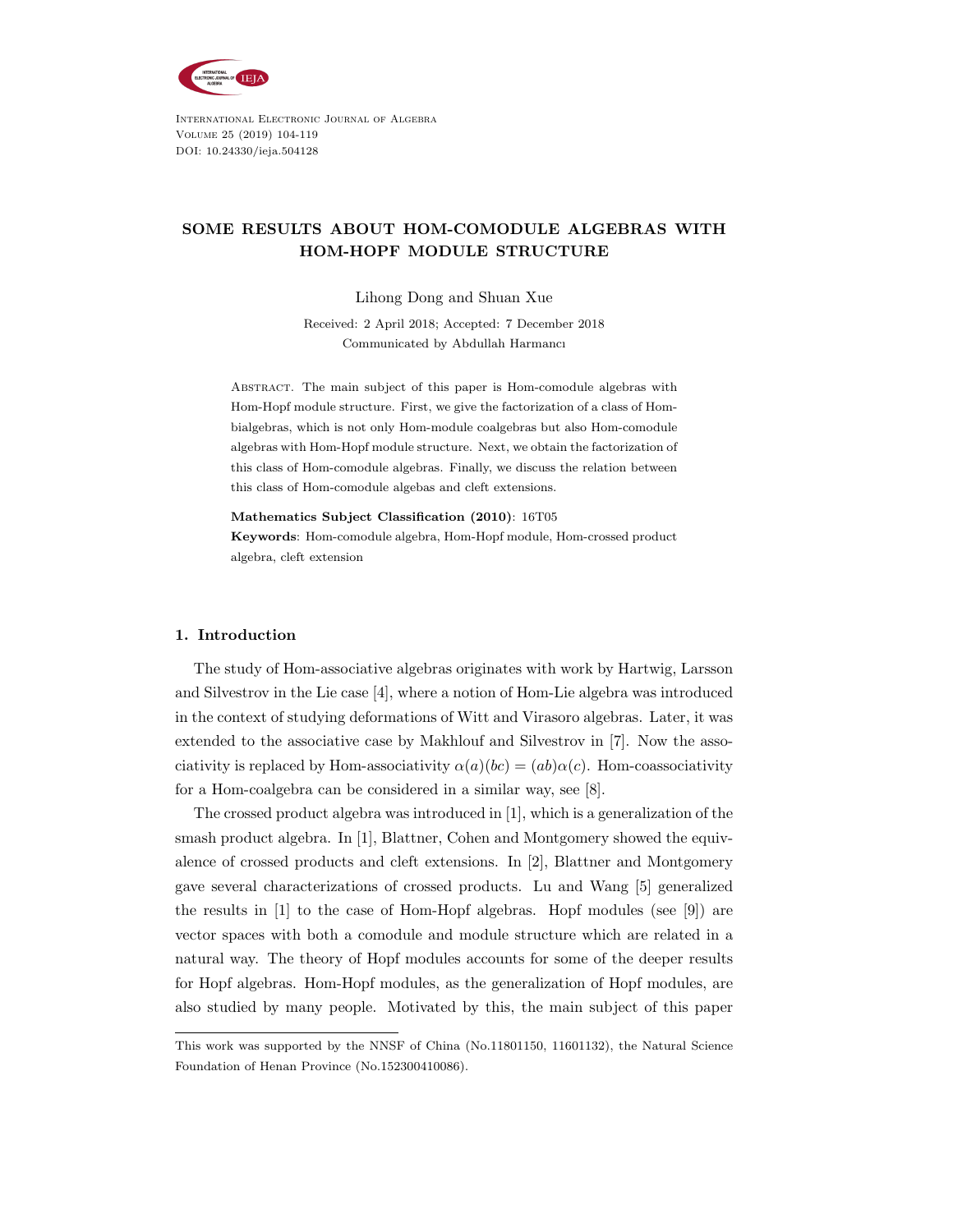# SOME RESULTS ABOUT HOM-COMODULE ALGEBRAS WITH HOM-HOPF MODULE STRUCTURE

Lihong Dong and Shuan Xue

Received: 2 April 2018; Accepted: 7 December 2018

Communicated by Abdullah Harmancı

Abstract. The main subject of this paper is Hom-comodule algebras with Hom-Hopf module structure. First, we give the factorization of a class of Hom-bialgebras, which is not only Hom-module coalgebras but also Hom-comodule algebras with Hom-Hopf module structure. Next, we obtain the factorization of this class of Hom-comodule algebras. Finally, we discuss the relation between this class of Hom-comodule algebas and cleft extensions.

**Mathematics Subject Classification (2010)**: 16T05

**Keywords**: Hom-comodule algebra, Hom-Hopf module, Hom-crossed product algebra, cleft extension

## 1. Introduction

The study of Hom-associative algebras originates with work by Hartwig, Larsson and Silvestrov in the Lie case [4], where a notion of Hom-Lie algebra was introduced in the context of studying deformations of Witt and Virasoro algebras. Later, it was extended to the associative case by Makhlouf and Silvestrov in [7]. Now the associativity is replaced by Hom-associativity $\alpha(a)(bc) = (ab)\alpha(c)$. Hom-coassociativity for a Hom-coalgebra can be considered in a similar way, see [8].

The crossed product algebra was introduced in [1], which is a generalization of the smash product algebra. In [1], Blattner, Cohen and Montgomery showed the equivalence of crossed products and cleft extensions. In [2], Blattner and Montgomery gave several characterizations of crossed products. Lu and Wang [5] generalized the results in [1] to the case of Hom-Hopf algebras. Hopf modules (see [9]) are vector spaces with both a comodule and module structure which are related in a natural way. The theory of Hopf modules accounts for some of the deeper results for Hopf algebras. Hom-Hopf modules, as the generalization of Hopf modules, are also studied by many people. Motivated by this, the main subject of this paper

This work was supported by the NNSF of China (No.11801150, 11601132), the Natural Science Foundation of Henan Province (No.152300410086).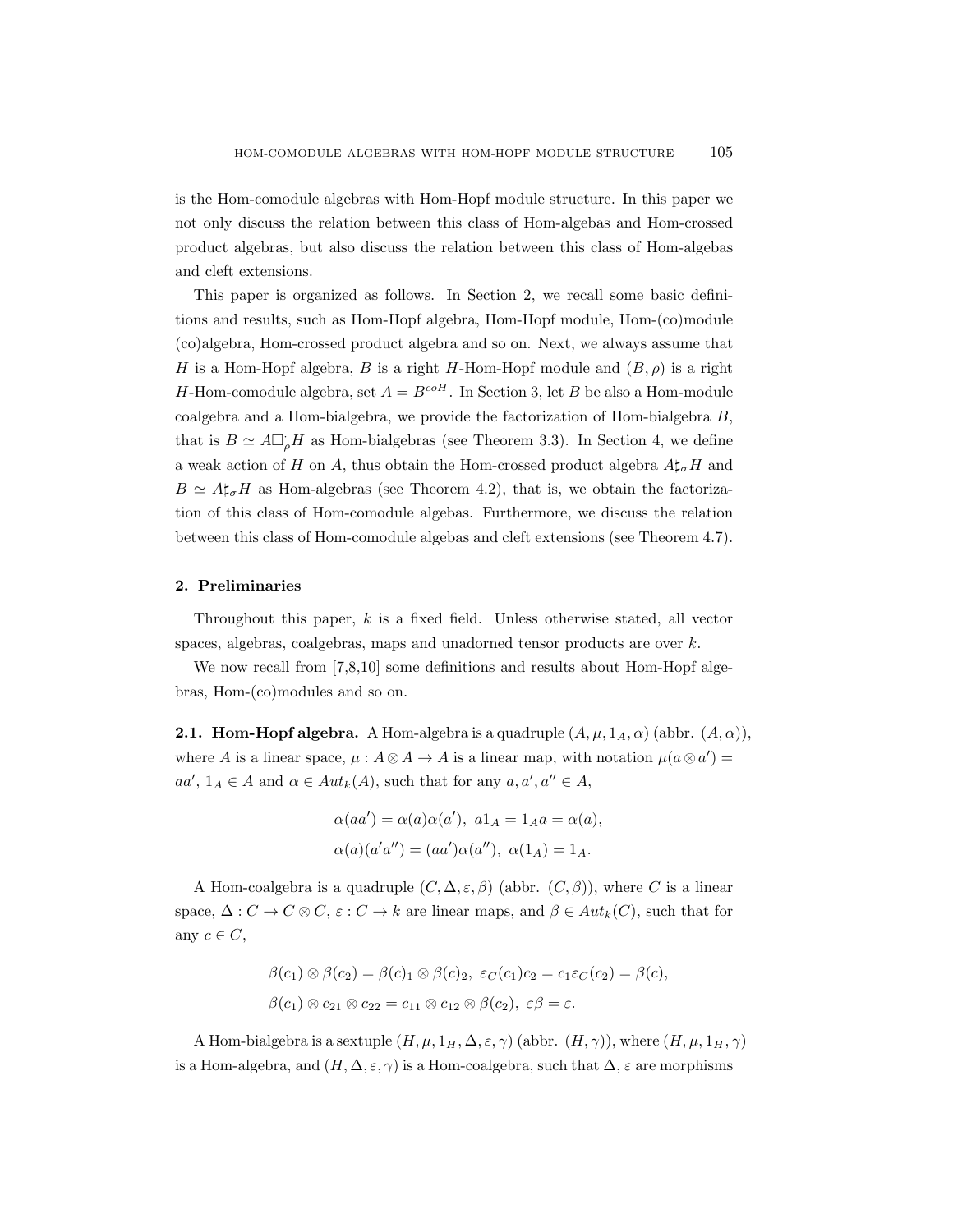is the Hom-comodule algebras with Hom-Hopf module structure. In this paper we not only discuss the relation between this class of Hom-algebas and Hom-crossed product algebras, but also discuss the relation between this class of Hom-algebas and cleft extensions.

This paper is organized as follows. In Section 2, we recall some basic definitions and results, such as Hom-Hopf algebra, Hom-Hopf module, Hom-(co)module (co)algebra, Hom-crossed product algebra and so on. Next, we always assume that $H$ is a Hom-Hopf algebra, $B$ is a right $H$-Hom-Hopf module and $(B, \rho)$ is a right $H$-Hom-comodule algebra, set $A = B^{coH}$. In Section 3, let $B$ be also a Hom-module coalgebra and a Hom-bialgebra, we provide the factorization of Hom-bialgebra $B$, that is $B \simeq A\square^{\cdot}_{\rho}H$ as Hom-bialgebras (see Theorem 3.3). In Section 4, we define a weak action of $H$ on $A$, thus obtain the Hom-crossed product algebra $A\sharp_{\sigma}H$ and $B \simeq A\sharp_{\sigma}H$ as Hom-algebras (see Theorem 4.2), that is, we obtain the factorization of this class of Hom-comodule algebas. Furthermore, we discuss the relation between this class of Hom-comodule algebas and cleft extensions (see Theorem 4.7).

## 2. Preliminaries

Throughout this paper, $k$ is a fixed field. Unless otherwise stated, all vector spaces, algebras, coalgebras, maps and unadorned tensor products are over $k$.

We now recall from [7,8,10] some definitions and results about Hom-Hopf algebras, Hom-(co)modules and so on.

**2.1. Hom-Hopf algebra.** A Hom-algebra is a quadruple $(A, \mu, 1_A, \alpha)$ (abbr. $(A, \alpha)$), where $A$ is a linear space, $\mu : A \otimes A \to A$ is a linear map, with notation $\mu(a \otimes a') = aa'$, $1_A \in A$ and $\alpha \in Aut_k(A)$, such that for any $a, a', a'' \in A$,

$$\alpha(aa') = \alpha(a)\alpha(a'),\ a1_A = 1_A a = \alpha(a),$$
$$\alpha(a)(a'a'') = (aa')\alpha(a''),\ \alpha(1_A) = 1_A.$$

A Hom-coalgebra is a quadruple $(C, \Delta, \varepsilon, \beta)$ (abbr. $(C, \beta)$), where $C$ is a linear space, $\Delta : C \to C \otimes C$, $\varepsilon : C \to k$ are linear maps, and $\beta \in Aut_k(C)$, such that for any $c \in C$,

$$\beta(c_1) \otimes \beta(c_2) = \beta(c)_1 \otimes \beta(c)_2,\ \varepsilon_C(c_1)c_2 = c_1\varepsilon_C(c_2) = \beta(c),$$
$$\beta(c_1) \otimes c_{21} \otimes c_{22} = c_{11} \otimes c_{12} \otimes \beta(c_2),\ \varepsilon\beta = \varepsilon.$$

A Hom-bialgebra is a sextuple $(H, \mu, 1_H, \Delta, \varepsilon, \gamma)$ (abbr. $(H, \gamma)$), where $(H, \mu, 1_H, \gamma)$ is a Hom-algebra, and $(H, \Delta, \varepsilon, \gamma)$ is a Hom-coalgebra, such that $\Delta, \varepsilon$ are morphisms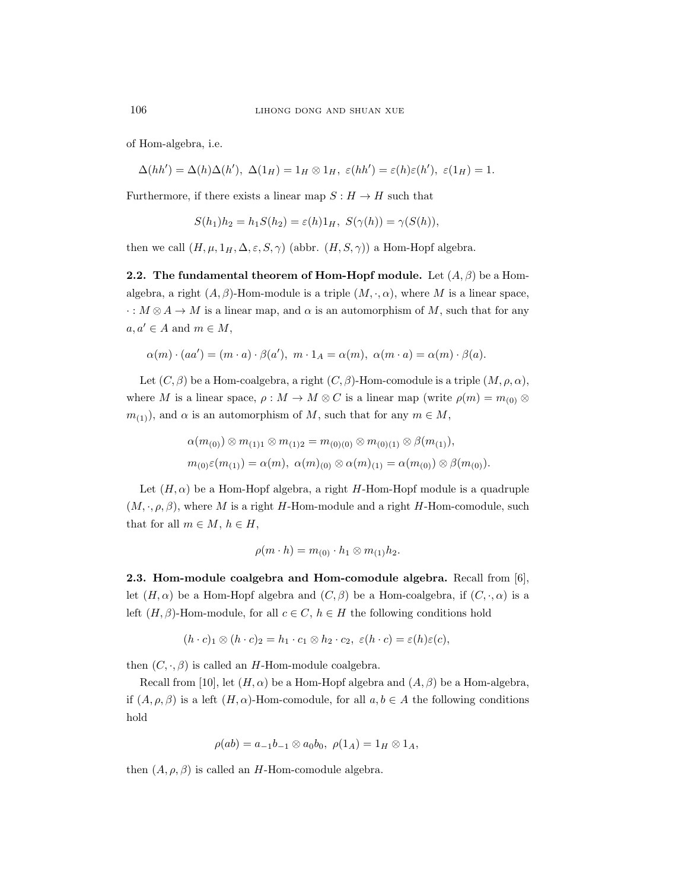of Hom-algebra, i.e.

$$\Delta(hh') = \Delta(h)\Delta(h'),\ \Delta(1_H) = 1_H \otimes 1_H,\ \varepsilon(hh') = \varepsilon(h)\varepsilon(h'),\ \varepsilon(1_H) = 1.$$

Furthermore, if there exists a linear map $S : H \to H$ such that

$$S(h_1)h_2 = h_1 S(h_2) = \varepsilon(h)1_H,\ S(\gamma(h)) = \gamma(S(h)),$$

then we call $(H, \mu, 1_H, \Delta, \varepsilon, S, \gamma)$ (abbr. $(H, S, \gamma)$) a Hom-Hopf algebra.

**2.2. The fundamental theorem of Hom-Hopf module.** Let $(A, \beta)$ be a Hom-algebra, a right $(A, \beta)$-Hom-module is a triple $(M, \cdot, \alpha)$, where $M$ is a linear space, $\cdot : M \otimes A \to M$ is a linear map, and $\alpha$ is an automorphism of $M$, such that for any $a, a' \in A$ and $m \in M$,

$$\alpha(m) \cdot (aa') = (m \cdot a) \cdot \beta(a'),\ m \cdot 1_A = \alpha(m),\ \alpha(m \cdot a) = \alpha(m) \cdot \beta(a).$$

Let $(C, \beta)$ be a Hom-coalgebra, a right $(C, \beta)$-Hom-comodule is a triple $(M, \rho, \alpha)$, where $M$ is a linear space, $\rho : M \to M \otimes C$ is a linear map (write $\rho(m) = m_{(0)} \otimes m_{(1)}$), and $\alpha$ is an automorphism of $M$, such that for any $m \in M$,

$$\alpha(m_{(0)}) \otimes m_{(1)1} \otimes m_{(1)2} = m_{(0)(0)} \otimes m_{(0)(1)} \otimes \beta(m_{(1)}),$$

$$m_{(0)}\varepsilon(m_{(1)}) = \alpha(m),\ \alpha(m)_{(0)} \otimes \alpha(m)_{(1)} = \alpha(m_{(0)}) \otimes \beta(m_{(0)}).$$

Let $(H, \alpha)$ be a Hom-Hopf algebra, a right $H$-Hom-Hopf module is a quadruple $(M, \cdot, \rho, \beta)$, where $M$ is a right $H$-Hom-module and a right $H$-Hom-comodule, such that for all $m \in M$, $h \in H$,

$$\rho(m \cdot h) = m_{(0)} \cdot h_1 \otimes m_{(1)} h_2.$$

**2.3. Hom-module coalgebra and Hom-comodule algebra.** Recall from [6], let $(H, \alpha)$ be a Hom-Hopf algebra and $(C, \beta)$ be a Hom-coalgebra, if $(C, \cdot, \alpha)$ is a left $(H, \beta)$-Hom-module, for all $c \in C$, $h \in H$ the following conditions hold

$$(h \cdot c)_1 \otimes (h \cdot c)_2 = h_1 \cdot c_1 \otimes h_2 \cdot c_2,\ \varepsilon(h \cdot c) = \varepsilon(h)\varepsilon(c),$$

then $(C, \cdot, \beta)$ is called an $H$-Hom-module coalgebra.

Recall from [10], let $(H, \alpha)$ be a Hom-Hopf algebra and $(A, \beta)$ be a Hom-algebra, if $(A, \rho, \beta)$ is a left $(H, \alpha)$-Hom-comodule, for all $a, b \in A$ the following conditions hold

$$\rho(ab) = a_{-1}b_{-1} \otimes a_0 b_0,\ \rho(1_A) = 1_H \otimes 1_A,$$

then $(A, \rho, \beta)$ is called an $H$-Hom-comodule algebra.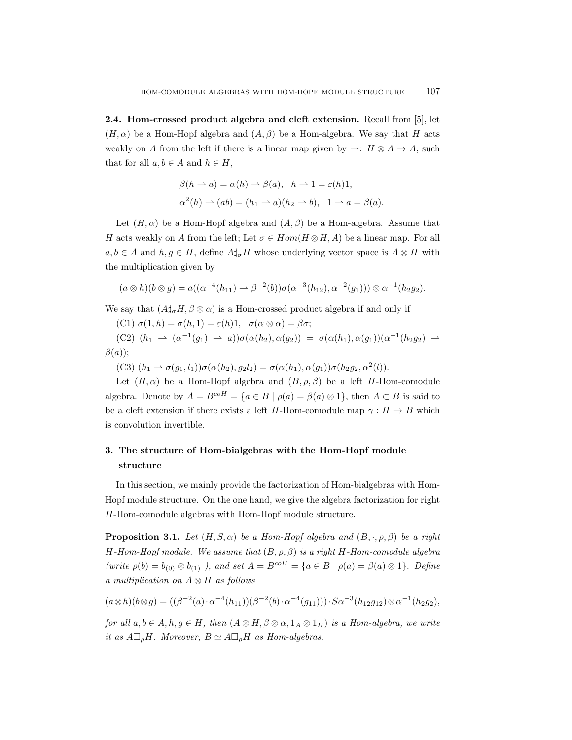**2.4. Hom-crossed product algebra and cleft extension.** Recall from [5], let $(H, \alpha)$ be a Hom-Hopf algebra and $(A, \beta)$ be a Hom-algebra. We say that $H$ acts weakly on $A$ from the left if there is a linear map given by $\rightharpoonup: H \otimes A \to A$, such that for all $a, b \in A$ and $h \in H$,

$$\beta(h \rightharpoonup a) = \alpha(h) \rightharpoonup \beta(a), \quad h \rightharpoonup 1 = \varepsilon(h)1,$$
$$\alpha^2(h) \rightharpoonup (ab) = (h_1 \rightharpoonup a)(h_2 \rightharpoonup b), \quad 1 \rightharpoonup a = \beta(a).$$

Let $(H, \alpha)$ be a Hom-Hopf algebra and $(A, \beta)$ be a Hom-algebra. Assume that $H$ acts weakly on $A$ from the left; Let $\sigma \in Hom(H \otimes H, A)$ be a linear map. For all $a, b \in A$ and $h, g \in H$, define $A \sharp_\sigma H$ whose underlying vector space is $A \otimes H$ with the multiplication given by

$$(a \otimes h)(b \otimes g) = a((\alpha^{-4}(h_{11}) \rightharpoonup \beta^{-2}(b))\sigma(\alpha^{-3}(h_{12}), \alpha^{-2}(g_1))) \otimes \alpha^{-1}(h_2 g_2).$$

We say that $(A \sharp_\sigma H, \beta \otimes \alpha)$ is a Hom-crossed product algebra if and only if

(C1) $\sigma(1, h) = \sigma(h, 1) = \varepsilon(h)1, \quad \sigma(\alpha \otimes \alpha) = \beta\sigma$;

(C2) $(h_1 \rightharpoonup (\alpha^{-1}(g_1) \rightharpoonup a))\sigma(\alpha(h_2), \alpha(g_2)) = \sigma(\alpha(h_1), \alpha(g_1))(\alpha^{-1}(h_2 g_2) \rightharpoonup \beta(a))$;

(C3) $(h_1 \rightharpoonup \sigma(g_1, l_1))\sigma(\alpha(h_2), g_2 l_2) = \sigma(\alpha(h_1), \alpha(g_1))\sigma(h_2 g_2, \alpha^2(l))$.

Let $(H, \alpha)$ be a Hom-Hopf algebra and $(B, \rho, \beta)$ be a left $H$-Hom-comodule algebra. Denote by $A = B^{coH} = \{a \in B \mid \rho(a) = \beta(a) \otimes 1\}$, then $A \subset B$ is said to be a cleft extension if there exists a left $H$-Hom-comodule map $\gamma : H \to B$ which is convolution invertible.

## 3. The structure of Hom-bialgebras with the Hom-Hopf module structure

In this section, we mainly provide the factorization of Hom-bialgebras with Hom-Hopf module structure. On the one hand, we give the algebra factorization for right $H$-Hom-comodule algebras with Hom-Hopf module structure.

**Proposition 3.1.** *Let $(H, S, \alpha)$ be a Hom-Hopf algebra and $(B, \cdot, \rho, \beta)$ be a right $H$-Hom-Hopf module. We assume that $(B, \rho, \beta)$ is a right $H$-Hom-comodule algebra (write $\rho(b) = b_{(0)} \otimes b_{(1)}$ ), and set $A = B^{coH} = \{a \in B \mid \rho(a) = \beta(a) \otimes 1\}$. Define a multiplication on $A \otimes H$ as follows*

$$(a \otimes h)(b \otimes g) = ((\beta^{-2}(a) \cdot \alpha^{-4}(h_{11}))(\beta^{-2}(b) \cdot \alpha^{-4}(g_{11}))) \cdot S\alpha^{-3}(h_{12} g_{12}) \otimes \alpha^{-1}(h_2 g_2),$$

*for all $a, b \in A, h, g \in H$, then $(A \otimes H, \beta \otimes \alpha, 1_A \otimes 1_H)$ is a Hom-algebra, we write it as $A \square_\rho H$. Moreover, $B \simeq A \square_\rho H$ as Hom-algebras.*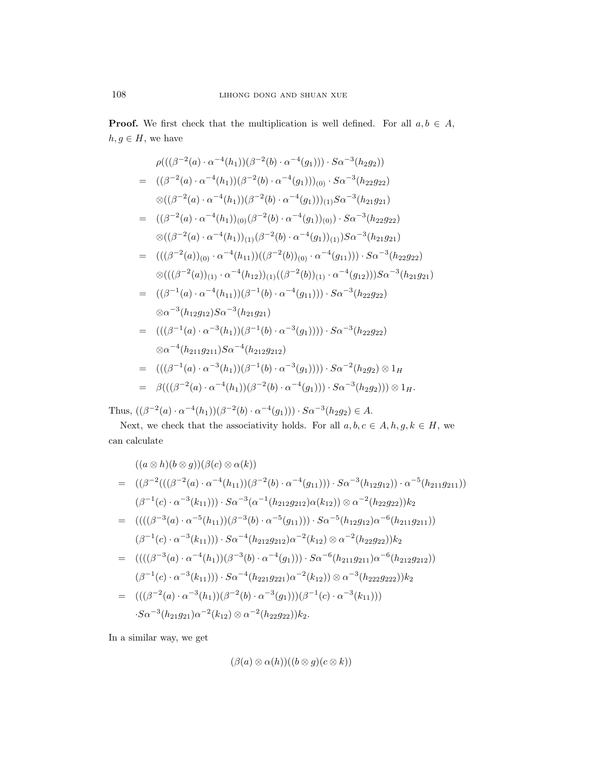**Proof.** We first check that the multiplication is well defined. For all $a, b \in A$, $h, g \in H$, we have

$$
\begin{aligned}
& \rho(((\beta^{-2}(a)\cdot\alpha^{-4}(h_1))(\beta^{-2}(b)\cdot\alpha^{-4}(g_1)))\cdot S\alpha^{-3}(h_2g_2)) \\
= \ & ((\beta^{-2}(a)\cdot\alpha^{-4}(h_1))(\beta^{-2}(b)\cdot\alpha^{-4}(g_1)))_{(0)}\cdot S\alpha^{-3}(h_{22}g_{22}) \\
& \otimes((\beta^{-2}(a)\cdot\alpha^{-4}(h_1))(\beta^{-2}(b)\cdot\alpha^{-4}(g_1)))_{(1)}S\alpha^{-3}(h_{21}g_{21}) \\
= \ & ((\beta^{-2}(a)\cdot\alpha^{-4}(h_1))_{(0)}(\beta^{-2}(b)\cdot\alpha^{-4}(g_1))_{(0)})\cdot S\alpha^{-3}(h_{22}g_{22}) \\
& \otimes((\beta^{-2}(a)\cdot\alpha^{-4}(h_1))_{(1)}(\beta^{-2}(b)\cdot\alpha^{-4}(g_1))_{(1)})S\alpha^{-3}(h_{21}g_{21}) \\
= \ & (((\beta^{-2}(a))_{(0)}\cdot\alpha^{-4}(h_{11}))((\beta^{-2}(b))_{(0)}\cdot\alpha^{-4}(g_{11})))\cdot S\alpha^{-3}(h_{22}g_{22}) \\
& \otimes(((\beta^{-2}(a))_{(1)}\cdot\alpha^{-4}(h_{12}))_{(1)}((\beta^{-2}(b))_{(1)}\cdot\alpha^{-4}(g_{12})))S\alpha^{-3}(h_{21}g_{21}) \\
= \ & ((\beta^{-1}(a)\cdot\alpha^{-4}(h_{11}))(\beta^{-1}(b)\cdot\alpha^{-4}(g_{11})))\cdot S\alpha^{-3}(h_{22}g_{22}) \\
& \otimes\alpha^{-3}(h_{12}g_{12})S\alpha^{-3}(h_{21}g_{21}) \\
= \ & (((\beta^{-1}(a)\cdot\alpha^{-3}(h_1))(\beta^{-1}(b)\cdot\alpha^{-3}(g_1))))\cdot S\alpha^{-3}(h_{22}g_{22}) \\
& \otimes\alpha^{-4}(h_{211}g_{211})S\alpha^{-4}(h_{212}g_{212}) \\
= \ & (((\beta^{-1}(a)\cdot\alpha^{-3}(h_1))(\beta^{-1}(b)\cdot\alpha^{-3}(g_1))))\cdot S\alpha^{-2}(h_2g_2)\otimes 1_H \\
= \ & \beta(((\beta^{-2}(a)\cdot\alpha^{-4}(h_1))(\beta^{-2}(b)\cdot\alpha^{-4}(g_1)))\cdot S\alpha^{-3}(h_2g_2)))\otimes 1_H.
\end{aligned}
$$

Thus, $((\beta^{-2}(a)\cdot\alpha^{-4}(h_1))(\beta^{-2}(b)\cdot\alpha^{-4}(g_1)))\cdot S\alpha^{-3}(h_2g_2)\in A$.

Next, we check that the associativity holds. For all $a, b, c \in A, h, g, k \in H$, we can calculate

$$
\begin{aligned}
& ((a\otimes h)(b\otimes g))(\beta(c)\otimes\alpha(k)) \\
= \ & ((\beta^{-2}(((\beta^{-2}(a)\cdot\alpha^{-4}(h_{11}))(\beta^{-2}(b)\cdot\alpha^{-4}(g_{11})))\cdot S\alpha^{-3}(h_{12}g_{12}))\cdot\alpha^{-5}(h_{211}g_{211})) \\
& (\beta^{-1}(c)\cdot\alpha^{-3}(k_{11})))\cdot S\alpha^{-3}(\alpha^{-1}(h_{212}g_{212})\alpha(k_{12}))\otimes\alpha^{-2}(h_{22}g_{22}))k_2 \\
= \ & ((((\beta^{-3}(a)\cdot\alpha^{-5}(h_{11}))(\beta^{-3}(b)\cdot\alpha^{-5}(g_{11})))\cdot S\alpha^{-5}(h_{12}g_{12})\alpha^{-6}(h_{211}g_{211})) \\
& (\beta^{-1}(c)\cdot\alpha^{-3}(k_{11})))\cdot S\alpha^{-4}(h_{212}g_{212})\alpha^{-2}(k_{12})\otimes\alpha^{-2}(h_{22}g_{22}))k_2 \\
= \ & ((((\beta^{-3}(a)\cdot\alpha^{-4}(h_1))(\beta^{-3}(b)\cdot\alpha^{-4}(g_1)))\cdot S\alpha^{-6}(h_{211}g_{211})\alpha^{-6}(h_{212}g_{212})) \\
& (\beta^{-1}(c)\cdot\alpha^{-3}(k_{11})))\cdot S\alpha^{-4}(h_{221}g_{221})\alpha^{-2}(k_{12}))\otimes\alpha^{-3}(h_{222}g_{222}))k_2 \\
= \ & (((\beta^{-2}(a)\cdot\alpha^{-3}(h_1))(\beta^{-2}(b)\cdot\alpha^{-3}(g_1)))(\beta^{-1}(c)\cdot\alpha^{-3}(k_{11}))) \\
& \cdot S\alpha^{-3}(h_{21}g_{21})\alpha^{-2}(k_{12})\otimes\alpha^{-2}(h_{22}g_{22}))k_2.
\end{aligned}
$$

In a similar way, we get

$$
(\beta(a)\otimes\alpha(h))((b\otimes g)(c\otimes k))
$$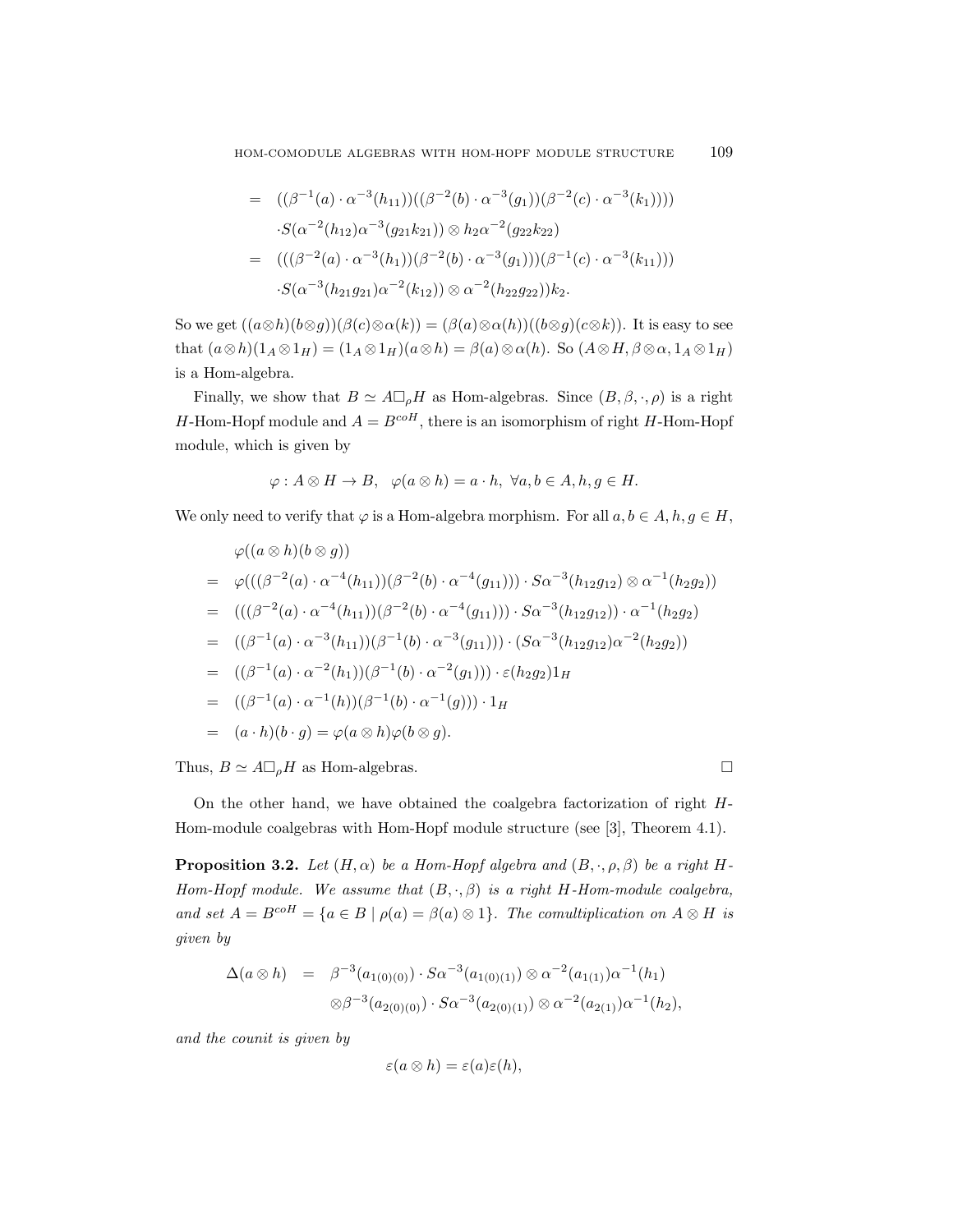$$
\begin{aligned}
&= ((\beta^{-1}(a)\cdot\alpha^{-3}(h_{11}))((\beta^{-2}(b)\cdot\alpha^{-3}(g_1))(\beta^{-2}(c)\cdot\alpha^{-3}(k_1)))) \\
&\quad \cdot S(\alpha^{-2}(h_{12})\alpha^{-3}(g_{21}k_{21}))\otimes h_2\alpha^{-2}(g_{22}k_{22}) \\
&= (((\beta^{-2}(a)\cdot\alpha^{-3}(h_1))(\beta^{-2}(b)\cdot\alpha^{-3}(g_1)))(\beta^{-1}(c)\cdot\alpha^{-3}(k_{11}))) \\
&\quad \cdot S(\alpha^{-3}(h_{21}g_{21})\alpha^{-2}(k_{12}))\otimes\alpha^{-2}(h_{22}g_{22}))k_2.
\end{aligned}
$$

So we get $((a\otimes h)(b\otimes g))(\beta(c)\otimes\alpha(k)) = (\beta(a)\otimes\alpha(h))((b\otimes g)(c\otimes k))$. It is easy to see that $(a\otimes h)(1_A\otimes 1_H) = (1_A\otimes 1_H)(a\otimes h) = \beta(a)\otimes\alpha(h)$. So $(A\otimes H, \beta\otimes\alpha, 1_A\otimes 1_H)$ is a Hom-algebra.

Finally, we show that $B\simeq A\Box_\rho H$ as Hom-algebras. Since $(B,\beta,\cdot,\rho)$ is a right $H$-Hom-Hopf module and $A = B^{coH}$, there is an isomorphism of right $H$-Hom-Hopf module, which is given by

$$
\varphi : A\otimes H\to B,\quad \varphi(a\otimes h) = a\cdot h,\ \forall a,b\in A, h,g\in H.
$$

We only need to verify that $\varphi$ is a Hom-algebra morphism. For all $a,b\in A, h,g\in H$,

$$
\begin{aligned}
&\varphi((a\otimes h)(b\otimes g)) \\
&= \varphi(((\beta^{-2}(a)\cdot\alpha^{-4}(h_{11}))(\beta^{-2}(b)\cdot\alpha^{-4}(g_{11})))\cdot S\alpha^{-3}(h_{12}g_{12})\otimes\alpha^{-1}(h_2g_2)) \\
&= (((\beta^{-2}(a)\cdot\alpha^{-4}(h_{11}))(\beta^{-2}(b)\cdot\alpha^{-4}(g_{11})))\cdot S\alpha^{-3}(h_{12}g_{12}))\cdot\alpha^{-1}(h_2g_2) \\
&= ((\beta^{-1}(a)\cdot\alpha^{-3}(h_{11}))(\beta^{-1}(b)\cdot\alpha^{-3}(g_{11})))\cdot(S\alpha^{-3}(h_{12}g_{12})\alpha^{-2}(h_2g_2)) \\
&= ((\beta^{-1}(a)\cdot\alpha^{-2}(h_1))(\beta^{-1}(b)\cdot\alpha^{-2}(g_1)))\cdot\varepsilon(h_2g_2)1_H \\
&= ((\beta^{-1}(a)\cdot\alpha^{-1}(h))(\beta^{-1}(b)\cdot\alpha^{-1}(g)))\cdot 1_H \\
&= (a\cdot h)(b\cdot g) = \varphi(a\otimes h)\varphi(b\otimes g).
\end{aligned}
$$

Thus, $B\simeq A\Box_\rho H$ as Hom-algebras. □

On the other hand, we have obtained the coalgebra factorization of right $H$-Hom-module coalgebras with Hom-Hopf module structure (see [3], Theorem 4.1).

**Proposition 3.2.** *Let $(H,\alpha)$ be a Hom-Hopf algebra and $(B,\cdot,\rho,\beta)$ be a right $H$-Hom-Hopf module. We assume that $(B,\cdot,\beta)$ is a right $H$-Hom-module coalgebra, and set $A = B^{coH} = \{a\in B \mid \rho(a) = \beta(a)\otimes 1\}$. The comultiplication on $A\otimes H$ is given by*

$$
\begin{aligned}
\Delta(a\otimes h) &= \beta^{-3}(a_{1(0)(0)})\cdot S\alpha^{-3}(a_{1(0)(1)})\otimes\alpha^{-2}(a_{1(1)})\alpha^{-1}(h_1) \\
&\quad \otimes\beta^{-3}(a_{2(0)(0)})\cdot S\alpha^{-3}(a_{2(0)(1)})\otimes\alpha^{-2}(a_{2(1)})\alpha^{-1}(h_2),
\end{aligned}
$$

*and the counit is given by*

$$
\varepsilon(a\otimes h) = \varepsilon(a)\varepsilon(h),
$$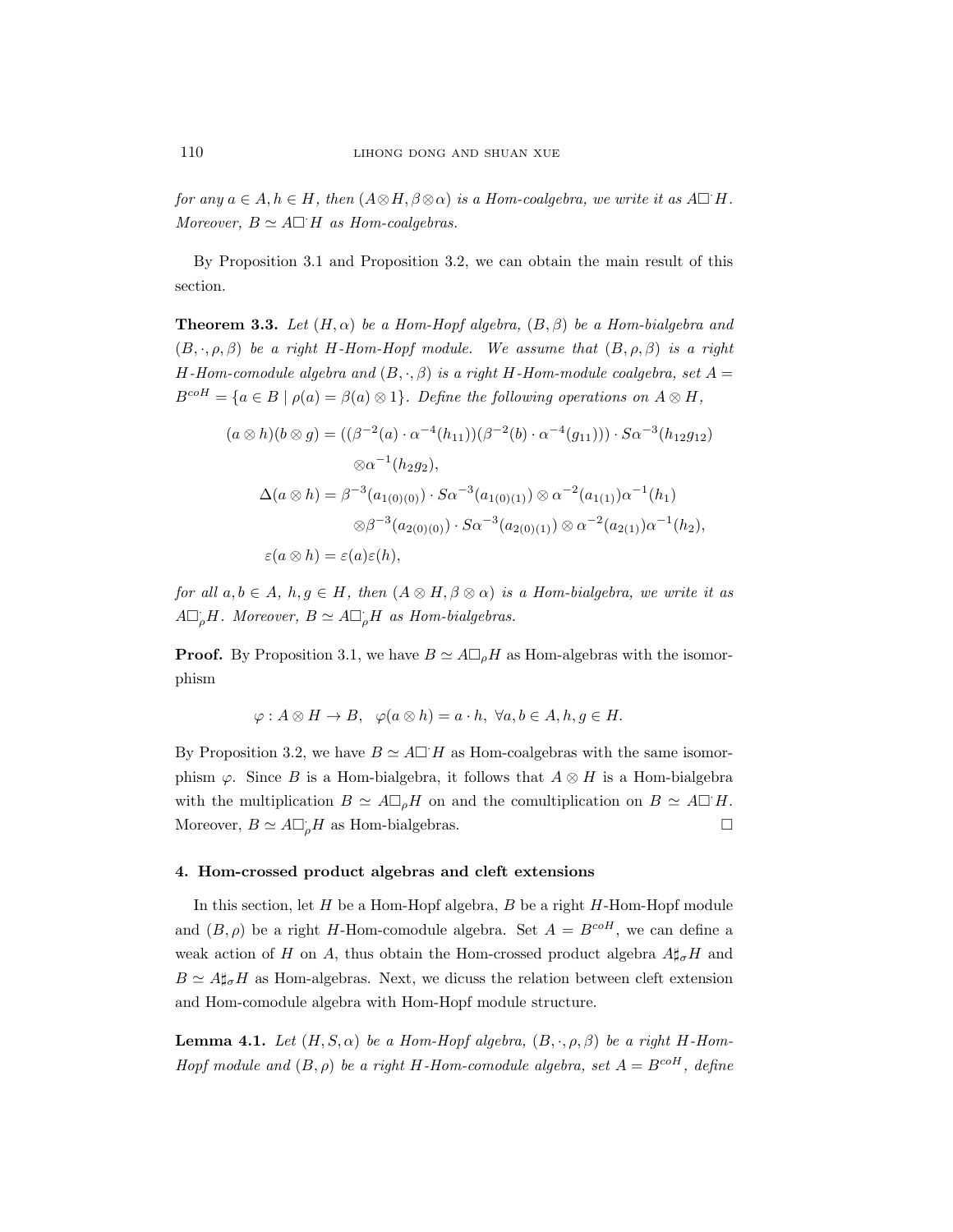*for any $a \in A, h \in H$, then $(A\otimes H, \beta\otimes\alpha)$ is a Hom-coalgebra, we write it as $A\Box^{\cdot} H$. Moreover, $B \simeq A\Box^{\cdot} H$ as Hom-coalgebras.*

By Proposition 3.1 and Proposition 3.2, we can obtain the main result of this section.

**Theorem 3.3.** *Let $(H, \alpha)$ be a Hom-Hopf algebra, $(B, \beta)$ be a Hom-bialgebra and $(B, \cdot, \rho, \beta)$ be a right $H$-Hom-Hopf module. We assume that $(B, \rho, \beta)$ is a right $H$-Hom-comodule algebra and $(B, \cdot, \beta)$ is a right $H$-Hom-module coalgebra, set $A = B^{coH} = \{a \in B \mid \rho(a) = \beta(a) \otimes 1\}$. Define the following operations on $A \otimes H$,*

$$
\begin{aligned}
(a \otimes h)(b \otimes g) &= ((\beta^{-2}(a) \cdot \alpha^{-4}(h_{11}))(\beta^{-2}(b) \cdot \alpha^{-4}(g_{11}))) \cdot S\alpha^{-3}(h_{12}g_{12}) \\
&\quad \otimes \alpha^{-1}(h_2 g_2), \\
\Delta(a \otimes h) &= \beta^{-3}(a_{1(0)(0)}) \cdot S\alpha^{-3}(a_{1(0)(1)}) \otimes \alpha^{-2}(a_{1(1)})\alpha^{-1}(h_1) \\
&\quad \otimes \beta^{-3}(a_{2(0)(0)}) \cdot S\alpha^{-3}(a_{2(0)(1)}) \otimes \alpha^{-2}(a_{2(1)})\alpha^{-1}(h_2), \\
\varepsilon(a \otimes h) &= \varepsilon(a)\varepsilon(h),
\end{aligned}
$$

*for all $a, b \in A$, $h, g \in H$, then $(A \otimes H, \beta \otimes \alpha)$ is a Hom-bialgebra, we write it as $A\Box^{\cdot}_{\rho} H$. Moreover, $B \simeq A\Box^{\cdot}_{\rho} H$ as Hom-bialgebras.*

**Proof.** By Proposition 3.1, we have $B \simeq A\Box_{\rho} H$ as Hom-algebras with the isomorphism

$$
\varphi : A \otimes H \to B, \quad \varphi(a \otimes h) = a \cdot h, \ \forall a, b \in A, h, g \in H.
$$

By Proposition 3.2, we have $B \simeq A\Box^{\cdot} H$ as Hom-coalgebras with the same isomorphism $\varphi$. Since $B$ is a Hom-bialgebra, it follows that $A \otimes H$ is a Hom-bialgebra with the multiplication $B \simeq A\Box_{\rho} H$ on and the comultiplication on $B \simeq A\Box^{\cdot} H$. Moreover, $B \simeq A\Box^{\cdot}_{\rho} H$ as Hom-bialgebras. □

## 4. Hom-crossed product algebras and cleft extensions

In this section, let $H$ be a Hom-Hopf algebra, $B$ be a right $H$-Hom-Hopf module and $(B, \rho)$ be a right $H$-Hom-comodule algebra. Set $A = B^{coH}$, we can define a weak action of $H$ on $A$, thus obtain the Hom-crossed product algebra $A\sharp_{\sigma} H$ and $B \simeq A\sharp_{\sigma} H$ as Hom-algebras. Next, we dicuss the relation between cleft extension and Hom-comodule algebra with Hom-Hopf module structure.

**Lemma 4.1.** *Let $(H, S, \alpha)$ be a Hom-Hopf algebra, $(B, \cdot, \rho, \beta)$ be a right $H$-Hom-Hopf module and $(B, \rho)$ be a right $H$-Hom-comodule algebra, set $A = B^{coH}$, define*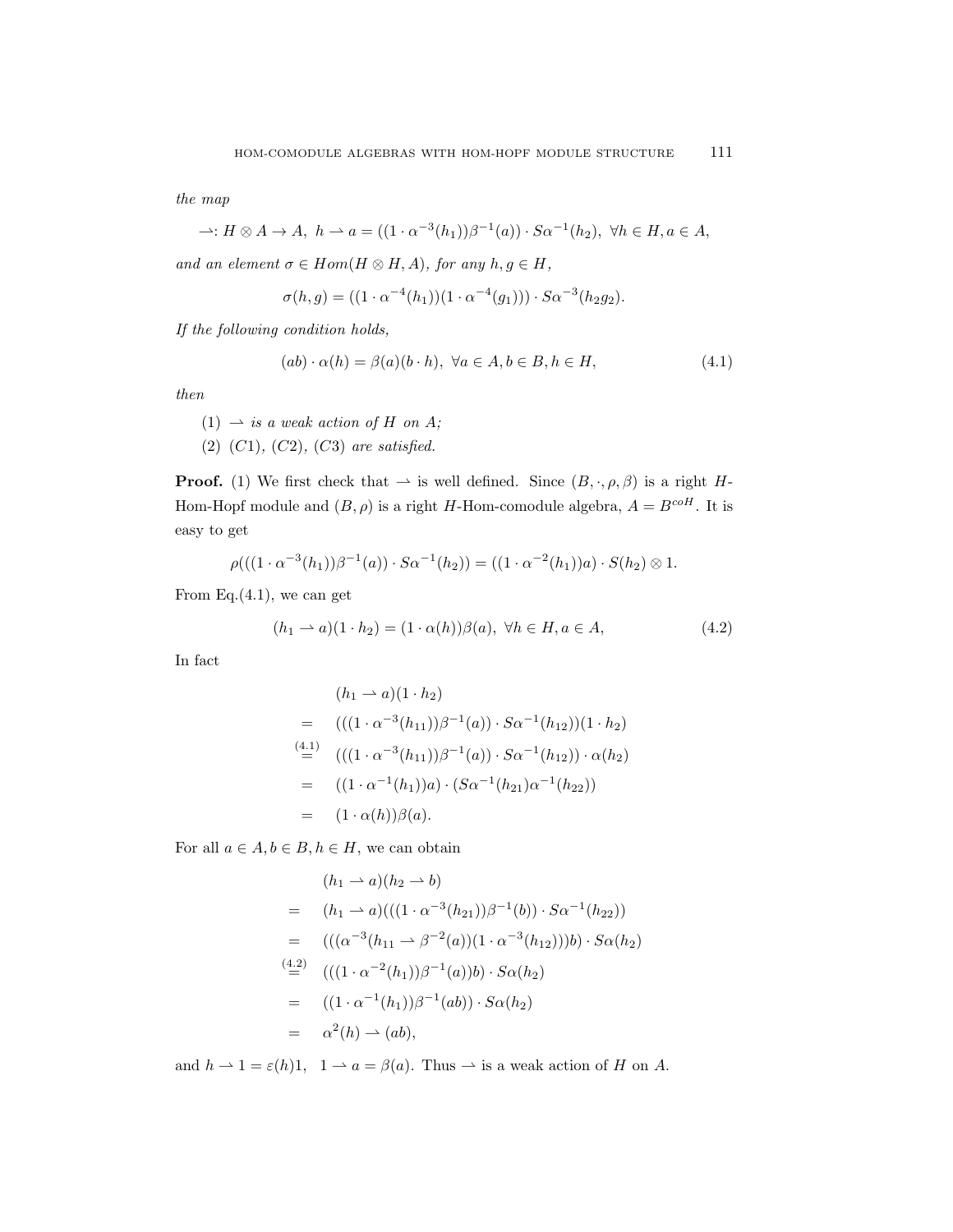*the map*

$$\rightharpoonup : H \otimes A \to A,\ h \rightharpoonup a = ((1 \cdot \alpha^{-3}(h_1))\beta^{-1}(a)) \cdot S\alpha^{-1}(h_2),\ \forall h \in H, a \in A,$$

*and an element* $\sigma \in Hom(H \otimes H, A)$*, for any* $h, g \in H$*,*

$$\sigma(h, g) = ((1 \cdot \alpha^{-4}(h_1))(1 \cdot \alpha^{-4}(g_1))) \cdot S\alpha^{-3}(h_2 g_2).$$

*If the following condition holds,*

$$(ab) \cdot \alpha(h) = \beta(a)(b \cdot h),\ \forall a \in A, b \in B, h \in H, \tag{4.1}$$

*then*

(1) $\rightharpoonup$ *is a weak action of* $H$ *on* $A$*;*

(2) $(C1)$*,* $(C2)$*,* $(C3)$ *are satisfied.*

**Proof.** (1) We first check that $\rightharpoonup$ is well defined. Since $(B, \cdot, \rho, \beta)$ is a right $H$-Hom-Hopf module and $(B, \rho)$ is a right $H$-Hom-comodule algebra, $A = B^{coH}$. It is easy to get

$$\rho(((1 \cdot \alpha^{-3}(h_1))\beta^{-1}(a)) \cdot S\alpha^{-1}(h_2)) = ((1 \cdot \alpha^{-2}(h_1))a) \cdot S(h_2) \otimes 1.$$

From Eq.(4.1), we can get

$$(h_1 \rightharpoonup a)(1 \cdot h_2) = (1 \cdot \alpha(h))\beta(a),\ \forall h \in H, a \in A, \tag{4.2}$$

In fact

$$\begin{aligned}
& (h_1 \rightharpoonup a)(1 \cdot h_2) \\
= \quad & (((1 \cdot \alpha^{-3}(h_{11}))\beta^{-1}(a)) \cdot S\alpha^{-1}(h_{12}))(1 \cdot h_2) \\
\overset{(4.1)}{=} \quad & (((1 \cdot \alpha^{-3}(h_{11}))\beta^{-1}(a)) \cdot S\alpha^{-1}(h_{12})) \cdot \alpha(h_2) \\
= \quad & ((1 \cdot \alpha^{-1}(h_1))a) \cdot (S\alpha^{-1}(h_{21})\alpha^{-1}(h_{22})) \\
= \quad & (1 \cdot \alpha(h))\beta(a).
\end{aligned}$$

For all $a \in A, b \in B, h \in H$, we can obtain

$$\begin{aligned}
& (h_1 \rightharpoonup a)(h_2 \rightharpoonup b) \\
= \quad & (h_1 \rightharpoonup a)(((1 \cdot \alpha^{-3}(h_{21}))\beta^{-1}(b)) \cdot S\alpha^{-1}(h_{22})) \\
= \quad & (((\alpha^{-3}(h_{11} \rightharpoonup \beta^{-2}(a))(1 \cdot \alpha^{-3}(h_{12})))b) \cdot S\alpha(h_2) \\
\overset{(4.2)}{=} \quad & (((1 \cdot \alpha^{-2}(h_1))\beta^{-1}(a))b) \cdot S\alpha(h_2) \\
= \quad & ((1 \cdot \alpha^{-1}(h_1))\beta^{-1}(ab)) \cdot S\alpha(h_2) \\
= \quad & \alpha^2(h) \rightharpoonup (ab),
\end{aligned}$$

and $h \rightharpoonup 1 = \varepsilon(h)1$, $\ 1 \rightharpoonup a = \beta(a)$. Thus $\rightharpoonup$ is a weak action of $H$ on $A$.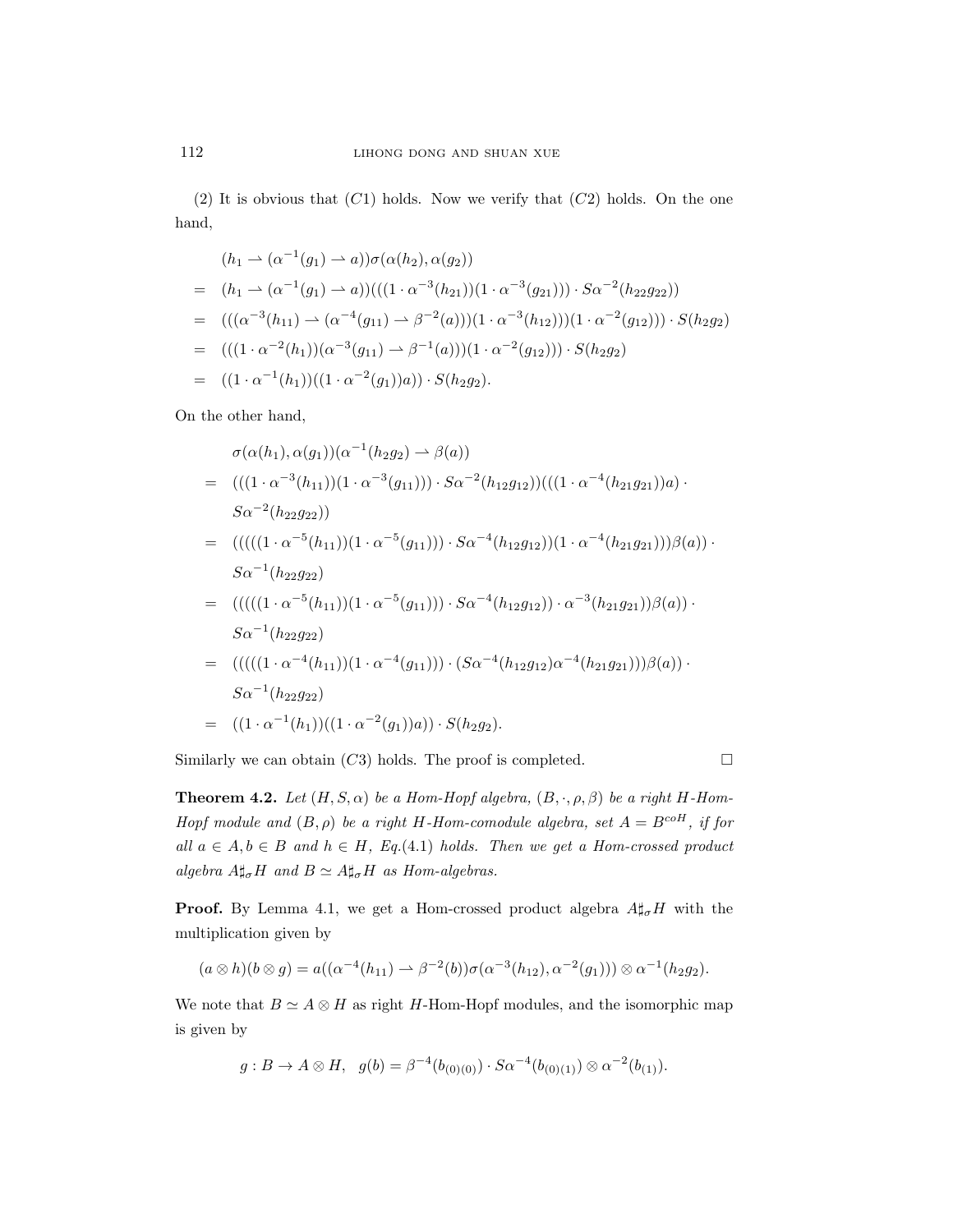(2) It is obvious that $(C1)$ holds. Now we verify that $(C2)$ holds. On the one hand,

$$
\begin{aligned}
& (h_1 \rightharpoonup (\alpha^{-1}(g_1) \rightharpoonup a))\sigma(\alpha(h_2), \alpha(g_2)) \\
= \; & (h_1 \rightharpoonup (\alpha^{-1}(g_1) \rightharpoonup a))(((1 \cdot \alpha^{-3}(h_{21}))(1 \cdot \alpha^{-3}(g_{21}))) \cdot S\alpha^{-2}(h_{22}g_{22})) \\
= \; & (((\alpha^{-3}(h_{11}) \rightharpoonup (\alpha^{-4}(g_{11}) \rightharpoonup \beta^{-2}(a)))(1 \cdot \alpha^{-3}(h_{12})))(1 \cdot \alpha^{-2}(g_{12}))) \cdot S(h_2g_2) \\
= \; & (((1 \cdot \alpha^{-2}(h_1))(\alpha^{-3}(g_{11}) \rightharpoonup \beta^{-1}(a)))(1 \cdot \alpha^{-2}(g_{12}))) \cdot S(h_2g_2) \\
= \; & ((1 \cdot \alpha^{-1}(h_1))((1 \cdot \alpha^{-2}(g_1))a)) \cdot S(h_2g_2).
\end{aligned}
$$

On the other hand,

$$
\begin{aligned}
& \sigma(\alpha(h_1), \alpha(g_1))(\alpha^{-1}(h_2g_2) \rightharpoonup \beta(a)) \\
= \; & (((1 \cdot \alpha^{-3}(h_{11}))(1 \cdot \alpha^{-3}(g_{11}))) \cdot S\alpha^{-2}(h_{12}g_{12}))(((1 \cdot \alpha^{-4}(h_{21}g_{21}))a) \cdot \\
& S\alpha^{-2}(h_{22}g_{22})) \\
= \; & (((((1 \cdot \alpha^{-5}(h_{11}))(1 \cdot \alpha^{-5}(g_{11}))) \cdot S\alpha^{-4}(h_{12}g_{12}))(1 \cdot \alpha^{-4}(h_{21}g_{21})))\beta(a)) \cdot \\
& S\alpha^{-1}(h_{22}g_{22}) \\
= \; & (((((1 \cdot \alpha^{-5}(h_{11}))(1 \cdot \alpha^{-5}(g_{11}))) \cdot S\alpha^{-4}(h_{12}g_{12})) \cdot \alpha^{-3}(h_{21}g_{21}))\beta(a)) \cdot \\
& S\alpha^{-1}(h_{22}g_{22}) \\
= \; & (((((1 \cdot \alpha^{-4}(h_{11}))(1 \cdot \alpha^{-4}(g_{11}))) \cdot (S\alpha^{-4}(h_{12}g_{12})\alpha^{-4}(h_{21}g_{21})))\beta(a)) \cdot \\
& S\alpha^{-1}(h_{22}g_{22}) \\
= \; & ((1 \cdot \alpha^{-1}(h_1))((1 \cdot \alpha^{-2}(g_1))a)) \cdot S(h_2g_2).
\end{aligned}
$$

Similarly we can obtain $(C3)$ holds. The proof is completed. $\square$

**Theorem 4.2.** *Let $(H, S, \alpha)$ be a Hom-Hopf algebra, $(B, \cdot, \rho, \beta)$ be a right $H$-Hom-Hopf module and $(B, \rho)$ be a right $H$-Hom-comodule algebra, set $A = B^{coH}$, if for all $a \in A, b \in B$ and $h \in H$, Eq.(4.1) holds. Then we get a Hom-crossed product algebra $A\sharp_\sigma H$ and $B \simeq A\sharp_\sigma H$ as Hom-algebras.*

**Proof.** By Lemma 4.1, we get a Hom-crossed product algebra $A\sharp_\sigma H$ with the multiplication given by

$$(a \otimes h)(b \otimes g) = a((\alpha^{-4}(h_{11}) \rightharpoonup \beta^{-2}(b))\sigma(\alpha^{-3}(h_{12}), \alpha^{-2}(g_1))) \otimes \alpha^{-1}(h_2g_2).$$

We note that $B \simeq A \otimes H$ as right $H$-Hom-Hopf modules, and the isomorphic map is given by

$$g : B \to A \otimes H, \quad g(b) = \beta^{-4}(b_{(0)(0)}) \cdot S\alpha^{-4}(b_{(0)(1)}) \otimes \alpha^{-2}(b_{(1)}).$$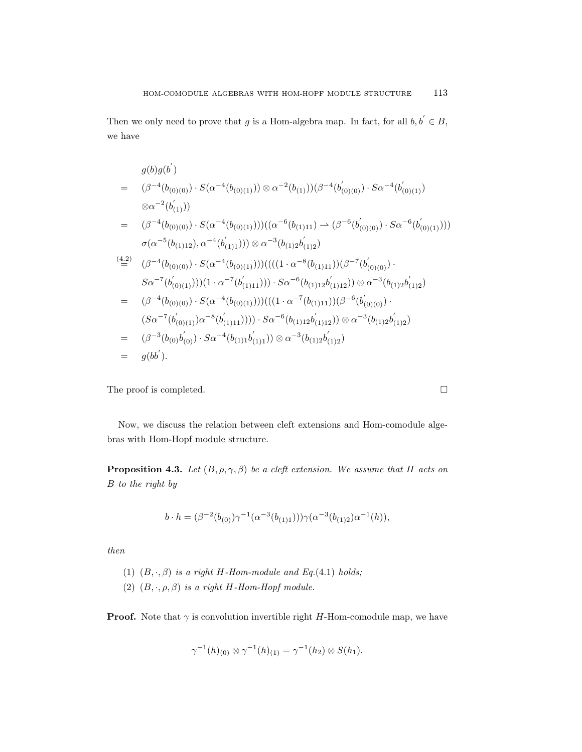Then we only need to prove that $g$ is a Hom-algebra map. In fact, for all $b, b^{'} \in B$, we have

$$
\begin{aligned}
& g(b)g(b^{'}) \\
= \quad & (\beta^{-4}(b_{(0)(0)}) \cdot S(\alpha^{-4}(b_{(0)(1)})) \otimes \alpha^{-2}(b_{(1)}))(\beta^{-4}(b^{'}_{(0)(0)}) \cdot S\alpha^{-4}(b^{'}_{(0)(1)}) \\
& \otimes \alpha^{-2}(b^{'}_{(1)})) \\
= \quad & (\beta^{-4}(b_{(0)(0)}) \cdot S(\alpha^{-4}(b_{(0)(1)})))((\alpha^{-6}(b_{(1)11}) \rightharpoonup (\beta^{-6}(b^{'}_{(0)(0)}) \cdot S\alpha^{-6}(b^{'}_{(0)(1)}))) \\
& \sigma(\alpha^{-5}(b_{(1)12}), \alpha^{-4}(b^{'}_{(1)1}))) \otimes \alpha^{-3}(b_{(1)2}b^{'}_{(1)2}) \\
\overset{(4.2)}{=} \quad & (\beta^{-4}(b_{(0)(0)}) \cdot S(\alpha^{-4}(b_{(0)(1)})))((((1 \cdot \alpha^{-8}(b_{(1)11}))(\beta^{-7}(b^{'}_{(0)(0)}) \cdot \\
& S\alpha^{-7}(b^{'}_{(0)(1)})))(1 \cdot \alpha^{-7}(b^{'}_{(1)11}))) \cdot S\alpha^{-6}(b_{(1)12}b^{'}_{(1)12})) \otimes \alpha^{-3}(b_{(1)2}b^{'}_{(1)2}) \\
= \quad & (\beta^{-4}(b_{(0)(0)}) \cdot S(\alpha^{-4}(b_{(0)(1)})))(((1 \cdot \alpha^{-7}(b_{(1)11}))(\beta^{-6}(b^{'}_{(0)(0)}) \cdot \\
& (S\alpha^{-7}(b^{'}_{(0)(1)})\alpha^{-8}(b^{'}_{(1)11})))) \cdot S\alpha^{-6}(b_{(1)12}b^{'}_{(1)12})) \otimes \alpha^{-3}(b_{(1)2}b^{'}_{(1)2}) \\
= \quad & (\beta^{-3}(b_{(0)}b^{'}_{(0)}) \cdot S\alpha^{-4}(b_{(1)1}b^{'}_{(1)1})) \otimes \alpha^{-3}(b_{(1)2}b^{'}_{(1)2}) \\
= \quad & g(bb^{'}).
\end{aligned}
$$

The proof is completed. $\square$

Now, we discuss the relation between cleft extensions and Hom-comodule algebras with Hom-Hopf module structure.

**Proposition 4.3.** *Let $(B, \rho, \gamma, \beta)$ be a cleft extension. We assume that $H$ acts on $B$ to the right by*

$$
b \cdot h = (\beta^{-2}(b_{(0)})\gamma^{-1}(\alpha^{-3}(b_{(1)1})))\gamma(\alpha^{-3}(b_{(1)2})\alpha^{-1}(h)),
$$

*then*

(1) *$(B, \cdot, \beta)$ is a right $H$-Hom-module and Eq.(4.1) holds;*
(2) *$(B, \cdot, \rho, \beta)$ is a right $H$-Hom-Hopf module.*

**Proof.** Note that $\gamma$ is convolution invertible right $H$-Hom-comodule map, we have

$$
\gamma^{-1}(h)_{(0)} \otimes \gamma^{-1}(h)_{(1)} = \gamma^{-1}(h_2) \otimes S(h_1).
$$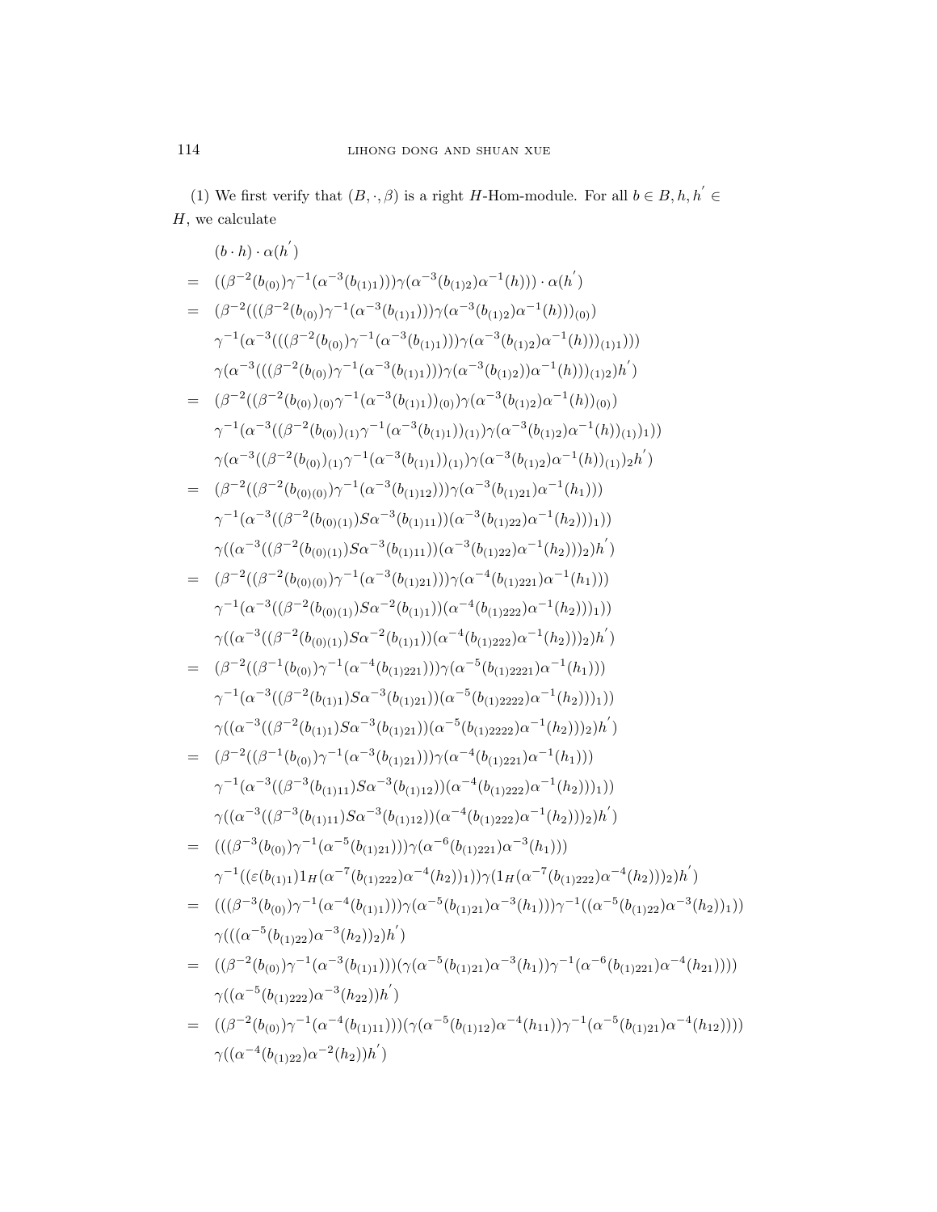(1) We first verify that $(B, \cdot, \beta)$ is a right $H$-Hom-module. For all $b \in B, h, h' \in H$, we calculate

$$
\begin{aligned}
&(b \cdot h) \cdot \alpha(h') \\
=\ & ((\beta^{-2}(b_{(0)})\gamma^{-1}(\alpha^{-3}(b_{(1)1})))\gamma(\alpha^{-3}(b_{(1)2})\alpha^{-1}(h))) \cdot \alpha(h') \\
=\ & (\beta^{-2}(((\beta^{-2}(b_{(0)})\gamma^{-1}(\alpha^{-3}(b_{(1)1})))\gamma(\alpha^{-3}(b_{(1)2})\alpha^{-1}(h)))_{(0)}) \\
& \gamma^{-1}(\alpha^{-3}(((\beta^{-2}(b_{(0)})\gamma^{-1}(\alpha^{-3}(b_{(1)1})))\gamma(\alpha^{-3}(b_{(1)2})\alpha^{-1}(h)))_{(1)1}))) \\
& \gamma(\alpha^{-3}(((\beta^{-2}(b_{(0)})\gamma^{-1}(\alpha^{-3}(b_{(1)1})))\gamma(\alpha^{-3}(b_{(1)2}))\alpha^{-1}(h)))_{(1)2}h') \\
=\ & (\beta^{-2}((\beta^{-2}(b_{(0)})_{(0)}\gamma^{-1}(\alpha^{-3}(b_{(1)1}))_{(0)})\gamma(\alpha^{-3}(b_{(1)2})\alpha^{-1}(h))_{(0)}) \\
& \gamma^{-1}(\alpha^{-3}((\beta^{-2}(b_{(0)})_{(1)}\gamma^{-1}(\alpha^{-3}(b_{(1)1}))_{(1)})\gamma(\alpha^{-3}(b_{(1)2})\alpha^{-1}(h))_{(1)})_1)) \\
& \gamma(\alpha^{-3}((\beta^{-2}(b_{(0)})_{(1)}\gamma^{-1}(\alpha^{-3}(b_{(1)1}))_{(1)})\gamma(\alpha^{-3}(b_{(1)2})\alpha^{-1}(h))_{(1)})_2h') \\
=\ & (\beta^{-2}((\beta^{-2}(b_{(0)(0)})\gamma^{-1}(\alpha^{-3}(b_{(1)12})))\gamma(\alpha^{-3}(b_{(1)21})\alpha^{-1}(h_1))) \\
& \gamma^{-1}(\alpha^{-3}((\beta^{-2}(b_{(0)(1)})S\alpha^{-3}(b_{(1)11}))(\alpha^{-3}(b_{(1)22})\alpha^{-1}(h_2)))_1)) \\
& \gamma((\alpha^{-3}((\beta^{-2}(b_{(0)(1)})S\alpha^{-3}(b_{(1)11}))(\alpha^{-3}(b_{(1)22})\alpha^{-1}(h_2)))_2h') \\
=\ & (\beta^{-2}((\beta^{-2}(b_{(0)(0)})\gamma^{-1}(\alpha^{-3}(b_{(1)21})))\gamma(\alpha^{-4}(b_{(1)221})\alpha^{-1}(h_1))) \\
& \gamma^{-1}(\alpha^{-3}((\beta^{-2}(b_{(0)(1)})S\alpha^{-2}(b_{(1)1}))(\alpha^{-4}(b_{(1)222})\alpha^{-1}(h_2)))_1)) \\
& \gamma((\alpha^{-3}((\beta^{-2}(b_{(0)(1)})S\alpha^{-2}(b_{(1)1}))(\alpha^{-4}(b_{(1)222})\alpha^{-1}(h_2)))_2h') \\
=\ & (\beta^{-2}((\beta^{-1}(b_{(0)})\gamma^{-1}(\alpha^{-4}(b_{(1)221})))\gamma(\alpha^{-5}(b_{(1)2221})\alpha^{-1}(h_1))) \\
& \gamma^{-1}(\alpha^{-3}((\beta^{-2}(b_{(1)1})S\alpha^{-3}(b_{(1)21}))(\alpha^{-5}(b_{(1)2222})\alpha^{-1}(h_2)))_1)) \\
& \gamma((\alpha^{-3}((\beta^{-2}(b_{(1)1})S\alpha^{-3}(b_{(1)21}))(\alpha^{-5}(b_{(1)2222})\alpha^{-1}(h_2)))_2h') \\
=\ & (\beta^{-2}((\beta^{-1}(b_{(0)})\gamma^{-1}(\alpha^{-3}(b_{(1)21})))\gamma(\alpha^{-4}(b_{(1)221})\alpha^{-1}(h_1))) \\
& \gamma^{-1}(\alpha^{-3}((\beta^{-3}(b_{(1)11})S\alpha^{-3}(b_{(1)12}))(\alpha^{-4}(b_{(1)222})\alpha^{-1}(h_2)))_1)) \\
& \gamma((\alpha^{-3}((\beta^{-3}(b_{(1)11})S\alpha^{-3}(b_{(1)12}))(\alpha^{-4}(b_{(1)222})\alpha^{-1}(h_2)))_2h') \\
=\ & (((\beta^{-3}(b_{(0)})\gamma^{-1}(\alpha^{-5}(b_{(1)21})))\gamma(\alpha^{-6}(b_{(1)221})\alpha^{-3}(h_1))) \\
& \gamma^{-1}((\varepsilon(b_{(1)1})1_H(\alpha^{-7}(b_{(1)222})\alpha^{-4}(h_2))_1))\gamma(1_H(\alpha^{-7}(b_{(1)222})\alpha^{-4}(h_2)))_2)h') \\
=\ & (((\beta^{-3}(b_{(0)})\gamma^{-1}(\alpha^{-4}(b_{(1)1})))\gamma(\alpha^{-5}(b_{(1)21})\alpha^{-3}(h_1)))\gamma^{-1}((\alpha^{-5}(b_{(1)22})\alpha^{-3}(h_2))_1)) \\
& \gamma(((\alpha^{-5}(b_{(1)22})\alpha^{-3}(h_2))_2)h') \\
=\ & ((\beta^{-2}(b_{(0)})\gamma^{-1}(\alpha^{-3}(b_{(1)1})))(\gamma(\alpha^{-5}(b_{(1)21})\alpha^{-3}(h_1))\gamma^{-1}(\alpha^{-6}(b_{(1)221})\alpha^{-4}(h_{21})))) \\
& \gamma((\alpha^{-5}(b_{(1)222})\alpha^{-3}(h_{22}))h') \\
=\ & ((\beta^{-2}(b_{(0)})\gamma^{-1}(\alpha^{-4}(b_{(1)11})))(\gamma(\alpha^{-5}(b_{(1)12})\alpha^{-4}(h_{11}))\gamma^{-1}(\alpha^{-5}(b_{(1)21})\alpha^{-4}(h_{12})))) \\
& \gamma((\alpha^{-4}(b_{(1)22})\alpha^{-2}(h_2))h')
\end{aligned}
$$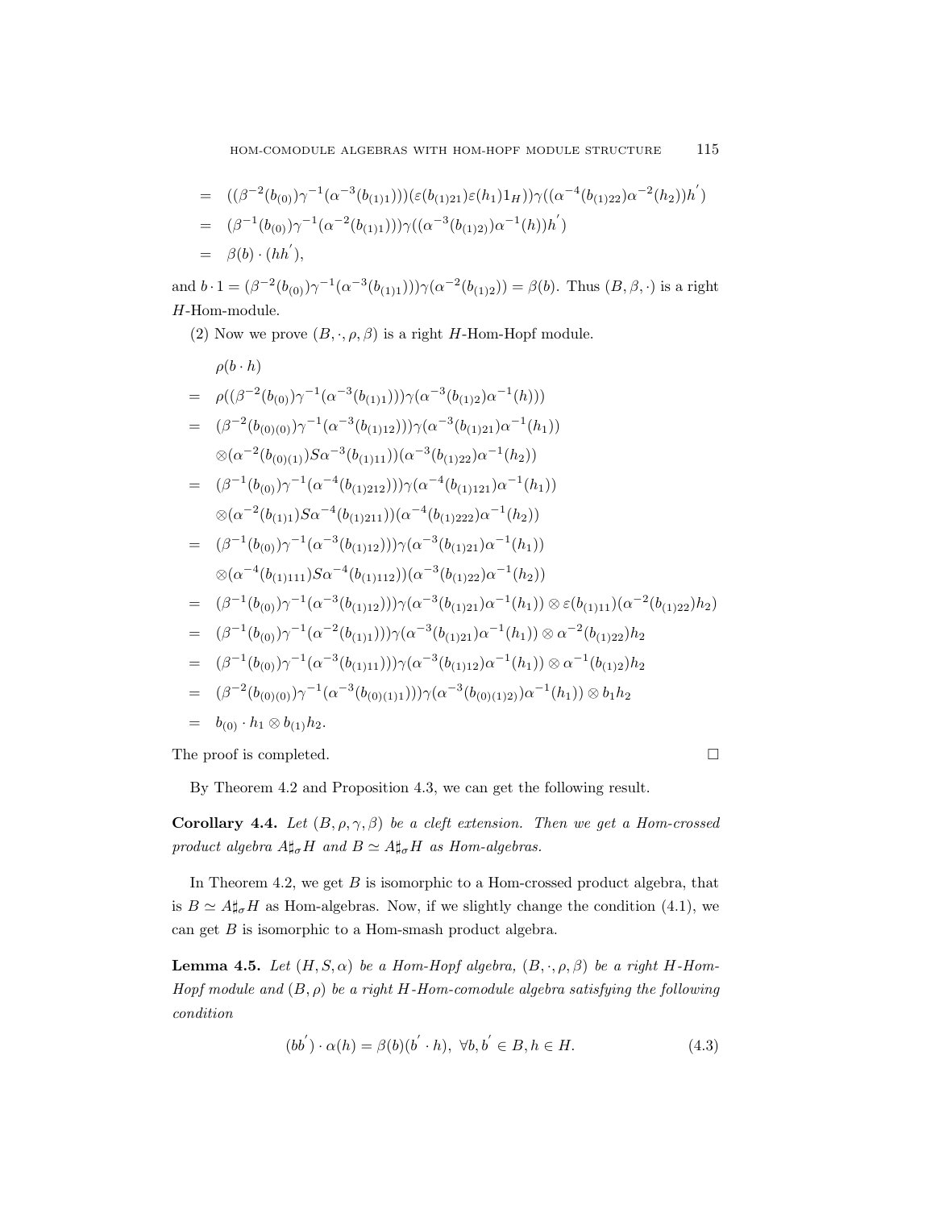$$
\begin{aligned}
&= ((\beta^{-2}(b_{(0)})\gamma^{-1}(\alpha^{-3}(b_{(1)1})))(\varepsilon(b_{(1)21})\varepsilon(h_1)1_H))\gamma((\alpha^{-4}(b_{(1)22})\alpha^{-2}(h_2))h^{'}) \\
&= (\beta^{-1}(b_{(0)})\gamma^{-1}(\alpha^{-2}(b_{(1)1})))\gamma((\alpha^{-3}(b_{(1)2})\alpha^{-1}(h))h^{'}) \\
&= \beta(b)\cdot(hh^{'}),
\end{aligned}
$$

and $b\cdot 1 = (\beta^{-2}(b_{(0)})\gamma^{-1}(\alpha^{-3}(b_{(1)1})))\gamma(\alpha^{-2}(b_{(1)2})) = \beta(b)$. Thus $(B,\beta,\cdot)$ is a right $H$-Hom-module.

(2) Now we prove $(B,\cdot,\rho,\beta)$ is a right $H$-Hom-Hopf module.

$$
\begin{aligned}
&\rho(b\cdot h) \\
&= \rho((\beta^{-2}(b_{(0)})\gamma^{-1}(\alpha^{-3}(b_{(1)1})))\gamma(\alpha^{-3}(b_{(1)2})\alpha^{-1}(h))) \\
&= (\beta^{-2}(b_{(0)(0)})\gamma^{-1}(\alpha^{-3}(b_{(1)12})))\gamma(\alpha^{-3}(b_{(1)21})\alpha^{-1}(h_1)) \\
&\quad \otimes(\alpha^{-2}(b_{(0)(1)})S\alpha^{-3}(b_{(1)11}))(\alpha^{-3}(b_{(1)22})\alpha^{-1}(h_2)) \\
&= (\beta^{-1}(b_{(0)})\gamma^{-1}(\alpha^{-4}(b_{(1)212})))\gamma(\alpha^{-4}(b_{(1)121})\alpha^{-1}(h_1)) \\
&\quad \otimes(\alpha^{-2}(b_{(1)1})S\alpha^{-4}(b_{(1)211}))(\alpha^{-4}(b_{(1)222})\alpha^{-1}(h_2)) \\
&= (\beta^{-1}(b_{(0)})\gamma^{-1}(\alpha^{-3}(b_{(1)12})))\gamma(\alpha^{-3}(b_{(1)21})\alpha^{-1}(h_1)) \\
&\quad \otimes(\alpha^{-4}(b_{(1)111})S\alpha^{-4}(b_{(1)112}))(\alpha^{-3}(b_{(1)22})\alpha^{-1}(h_2)) \\
&= (\beta^{-1}(b_{(0)})\gamma^{-1}(\alpha^{-3}(b_{(1)12})))\gamma(\alpha^{-3}(b_{(1)21})\alpha^{-1}(h_1))\otimes\varepsilon(b_{(1)11})(\alpha^{-2}(b_{(1)22})h_2) \\
&= (\beta^{-1}(b_{(0)})\gamma^{-1}(\alpha^{-2}(b_{(1)1})))\gamma(\alpha^{-3}(b_{(1)21})\alpha^{-1}(h_1))\otimes\alpha^{-2}(b_{(1)22})h_2 \\
&= (\beta^{-1}(b_{(0)})\gamma^{-1}(\alpha^{-3}(b_{(1)11})))\gamma(\alpha^{-3}(b_{(1)12})\alpha^{-1}(h_1))\otimes\alpha^{-1}(b_{(1)2})h_2 \\
&= (\beta^{-2}(b_{(0)(0)})\gamma^{-1}(\alpha^{-3}(b_{(0)(1)1})))\gamma(\alpha^{-3}(b_{(0)(1)2})\alpha^{-1}(h_1))\otimes b_1h_2 \\
&= b_{(0)}\cdot h_1\otimes b_{(1)}h_2.
\end{aligned}
$$

The proof is completed. □

By Theorem 4.2 and Proposition 4.3, we can get the following result.

**Corollary 4.4.** *Let $(B,\rho,\gamma,\beta)$ be a cleft extension. Then we get a Hom-crossed product algebra $A\sharp_\sigma H$ and $B\simeq A\sharp_\sigma H$ as Hom-algebras.*

In Theorem 4.2, we get $B$ is isomorphic to a Hom-crossed product algebra, that is $B\simeq A\sharp_\sigma H$ as Hom-algebras. Now, if we slightly change the condition (4.1), we can get $B$ is isomorphic to a Hom-smash product algebra.

**Lemma 4.5.** *Let $(H,S,\alpha)$ be a Hom-Hopf algebra, $(B,\cdot,\rho,\beta)$ be a right $H$-Hom-Hopf module and $(B,\rho)$ be a right $H$-Hom-comodule algebra satisfying the following condition*

$$
(bb^{'})\cdot\alpha(h) = \beta(b)(b^{'}\cdot h),\ \forall b,b^{'}\in B, h\in H. \tag{4.3}
$$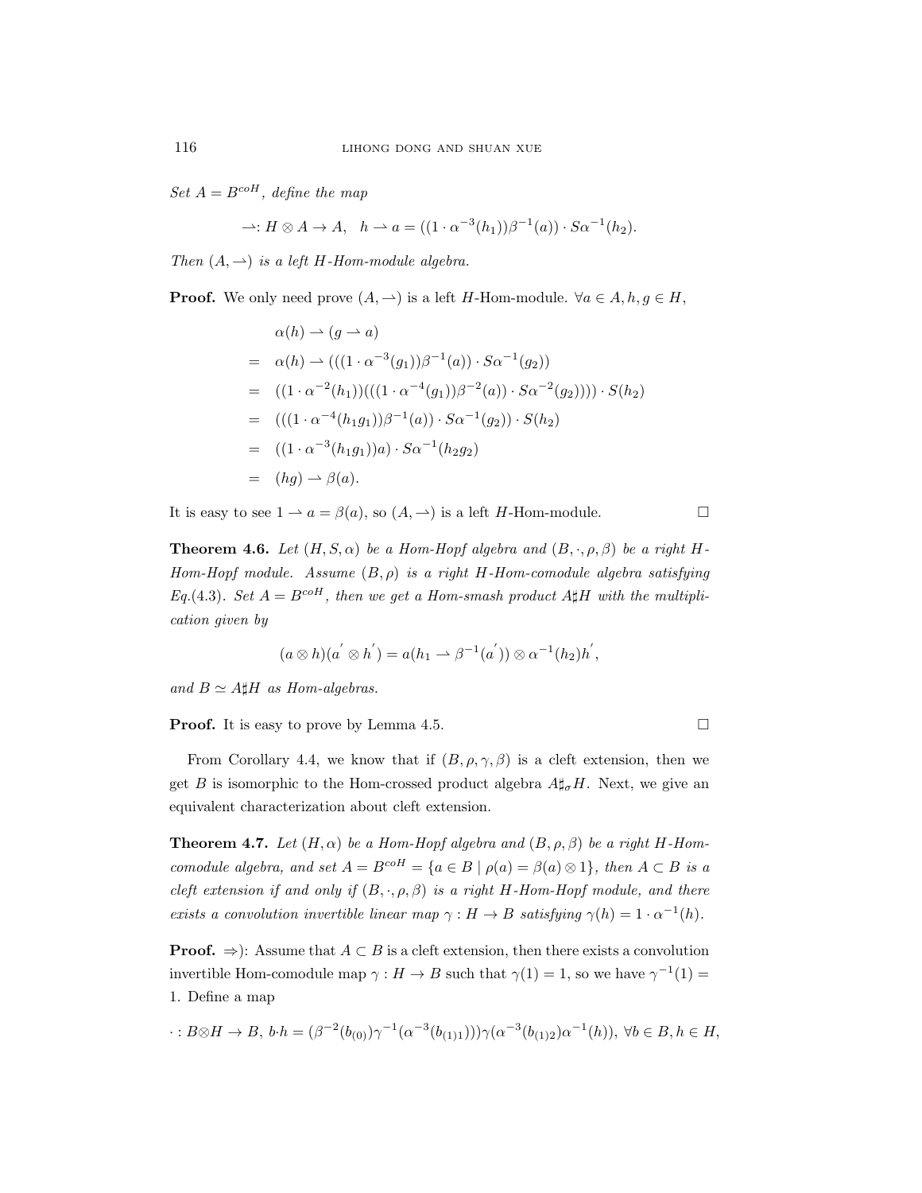*Set $A = B^{coH}$, define the map*

$$\rightharpoonup: H \otimes A \to A, \quad h \rightharpoonup a = ((1 \cdot \alpha^{-3}(h_1))\beta^{-1}(a)) \cdot S\alpha^{-1}(h_2).$$

*Then $(A, \rightharpoonup)$ is a left $H$-Hom-module algebra.*

**Proof.** We only need prove $(A, \rightharpoonup)$ is a left $H$-Hom-module. $\forall a \in A, h, g \in H$,

$$\begin{aligned}
& \alpha(h) \rightharpoonup (g \rightharpoonup a) \\
= \;& \alpha(h) \rightharpoonup (((1 \cdot \alpha^{-3}(g_1))\beta^{-1}(a)) \cdot S\alpha^{-1}(g_2)) \\
= \;& ((1 \cdot \alpha^{-2}(h_1))(((1 \cdot \alpha^{-4}(g_1))\beta^{-2}(a)) \cdot S\alpha^{-2}(g_2)))) \cdot S(h_2) \\
= \;& (((1 \cdot \alpha^{-4}(h_1 g_1))\beta^{-1}(a)) \cdot S\alpha^{-1}(g_2)) \cdot S(h_2) \\
= \;& ((1 \cdot \alpha^{-3}(h_1 g_1))a) \cdot S\alpha^{-1}(h_2 g_2) \\
= \;& (hg) \rightharpoonup \beta(a).
\end{aligned}$$

It is easy to see $1 \rightharpoonup a = \beta(a)$, so $(A, \rightharpoonup)$ is a left $H$-Hom-module. □

**Theorem 4.6.** *Let $(H, S, \alpha)$ be a Hom-Hopf algebra and $(B, \cdot, \rho, \beta)$ be a right $H$-Hom-Hopf module. Assume $(B, \rho)$ is a right $H$-Hom-comodule algebra satisfying Eq.(4.3). Set $A = B^{coH}$, then we get a Hom-smash product $A\sharp H$ with the multiplication given by*

$$(a \otimes h)(a' \otimes h') = a(h_1 \rightharpoonup \beta^{-1}(a')) \otimes \alpha^{-1}(h_2)h',$$

*and $B \simeq A\sharp H$ as Hom-algebras.*

**Proof.** It is easy to prove by Lemma 4.5. □

From Corollary 4.4, we know that if $(B, \rho, \gamma, \beta)$ is a cleft extension, then we get $B$ is isomorphic to the Hom-crossed product algebra $A\sharp_\sigma H$. Next, we give an equivalent characterization about cleft extension.

**Theorem 4.7.** *Let $(H, \alpha)$ be a Hom-Hopf algebra and $(B, \rho, \beta)$ be a right $H$-Hom-comodule algebra, and set $A = B^{coH} = \{a \in B \mid \rho(a) = \beta(a) \otimes 1\}$, then $A \subset B$ is a cleft extension if and only if $(B, \cdot, \rho, \beta)$ is a right $H$-Hom-Hopf module, and there exists a convolution invertible linear map $\gamma : H \to B$ satisfying $\gamma(h) = 1 \cdot \alpha^{-1}(h)$.*

**Proof.** $\Rightarrow$): Assume that $A \subset B$ is a cleft extension, then there exists a convolution invertible Hom-comodule map $\gamma : H \to B$ such that $\gamma(1) = 1$, so we have $\gamma^{-1}(1) = 1$. Define a map

$$\cdot : B \otimes H \to B, \; b \cdot h = (\beta^{-2}(b_{(0)})\gamma^{-1}(\alpha^{-3}(b_{(1)1})))\gamma(\alpha^{-3}(b_{(1)2})\alpha^{-1}(h)), \; \forall b \in B, h \in H,$$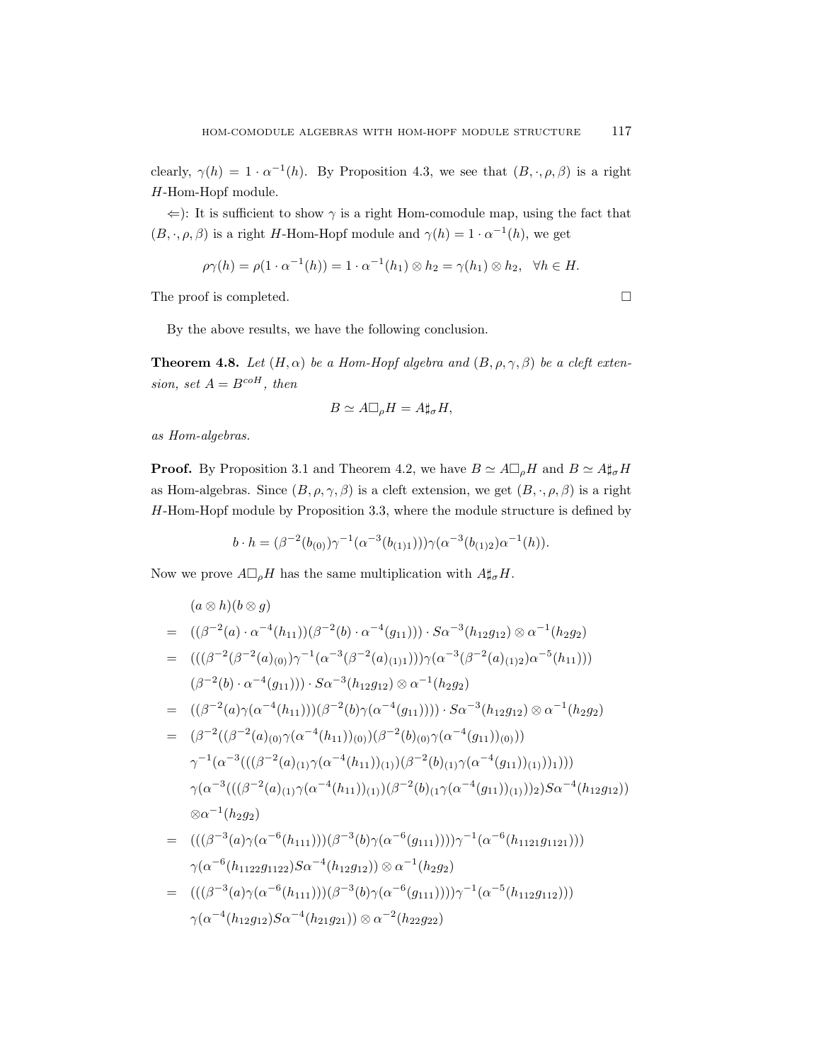clearly, $\gamma(h) = 1 \cdot \alpha^{-1}(h)$. By Proposition 4.3, we see that $(B, \cdot, \rho, \beta)$ is a right $H$-Hom-Hopf module.

$\Leftarrow$): It is sufficient to show $\gamma$ is a right Hom-comodule map, using the fact that $(B, \cdot, \rho, \beta)$ is a right $H$-Hom-Hopf module and $\gamma(h) = 1 \cdot \alpha^{-1}(h)$, we get

$$\rho\gamma(h) = \rho(1 \cdot \alpha^{-1}(h)) = 1 \cdot \alpha^{-1}(h_1) \otimes h_2 = \gamma(h_1) \otimes h_2, \quad \forall h \in H.$$

The proof is completed. $\square$

By the above results, we have the following conclusion.

**Theorem 4.8.** *Let $(H, \alpha)$ be a Hom-Hopf algebra and $(B, \rho, \gamma, \beta)$ be a cleft extension, set $A = B^{coH}$, then*

$$B \simeq A \square_\rho H = A \sharp_\sigma H,$$

*as Hom-algebras.*

**Proof.** By Proposition 3.1 and Theorem 4.2, we have $B \simeq A \square_\rho H$ and $B \simeq A \sharp_\sigma H$ as Hom-algebras. Since $(B, \rho, \gamma, \beta)$ is a cleft extension, we get $(B, \cdot, \rho, \beta)$ is a right $H$-Hom-Hopf module by Proposition 3.3, where the module structure is defined by

$$b \cdot h = (\beta^{-2}(b_{(0)})\gamma^{-1}(\alpha^{-3}(b_{(1)1})))\gamma(\alpha^{-3}(b_{(1)2})\alpha^{-1}(h)).$$

Now we prove $A \square_\rho H$ has the same multiplication with $A \sharp_\sigma H$.

$$\begin{aligned}
&(a \otimes h)(b \otimes g) \\
= \;& ((\beta^{-2}(a) \cdot \alpha^{-4}(h_{11}))(\beta^{-2}(b) \cdot \alpha^{-4}(g_{11}))) \cdot S\alpha^{-3}(h_{12}g_{12}) \otimes \alpha^{-1}(h_2 g_2) \\
= \;& (((\beta^{-2}(\beta^{-2}(a)_{(0)})\gamma^{-1}(\alpha^{-3}(\beta^{-2}(a)_{(1)1})))\gamma(\alpha^{-3}(\beta^{-2}(a)_{(1)2})\alpha^{-5}(h_{11}))) \\
& (\beta^{-2}(b) \cdot \alpha^{-4}(g_{11}))) \cdot S\alpha^{-3}(h_{12}g_{12}) \otimes \alpha^{-1}(h_2 g_2) \\
= \;& ((\beta^{-2}(a)\gamma(\alpha^{-4}(h_{11})))(\beta^{-2}(b)\gamma(\alpha^{-4}(g_{11})))) \cdot S\alpha^{-3}(h_{12}g_{12}) \otimes \alpha^{-1}(h_2 g_2) \\
= \;& (\beta^{-2}((\beta^{-2}(a)_{(0)}\gamma(\alpha^{-4}(h_{11}))_{(0)})(\beta^{-2}(b)_{(0)}\gamma(\alpha^{-4}(g_{11}))_{(0)})) \\
& \gamma^{-1}(\alpha^{-3}(((\beta^{-2}(a)_{(1)}\gamma(\alpha^{-4}(h_{11}))_{(1)})(\beta^{-2}(b)_{(1)}\gamma(\alpha^{-4}(g_{11}))_{(1)}))_1))) \\
& \gamma(\alpha^{-3}(((\beta^{-2}(a)_{(1)}\gamma(\alpha^{-4}(h_{11}))_{(1)})(\beta^{-2}(b)_{(1}\gamma(\alpha^{-4}(g_{11}))_{(1)}))_2)S\alpha^{-4}(h_{12}g_{12})) \\
& \otimes \alpha^{-1}(h_2 g_2) \\
= \;& (((\beta^{-3}(a)\gamma(\alpha^{-6}(h_{111})))(\beta^{-3}(b)\gamma(\alpha^{-6}(g_{111}))))\gamma^{-1}(\alpha^{-6}(h_{1121}g_{1121}))) \\
& \gamma(\alpha^{-6}(h_{1122}g_{1122})S\alpha^{-4}(h_{12}g_{12})) \otimes \alpha^{-1}(h_2 g_2) \\
= \;& (((\beta^{-3}(a)\gamma(\alpha^{-6}(h_{111})))(\beta^{-3}(b)\gamma(\alpha^{-6}(g_{111}))))\gamma^{-1}(\alpha^{-5}(h_{112}g_{112}))) \\
& \gamma(\alpha^{-4}(h_{12}g_{12})S\alpha^{-4}(h_{21}g_{21})) \otimes \alpha^{-2}(h_{22}g_{22})
\end{aligned}$$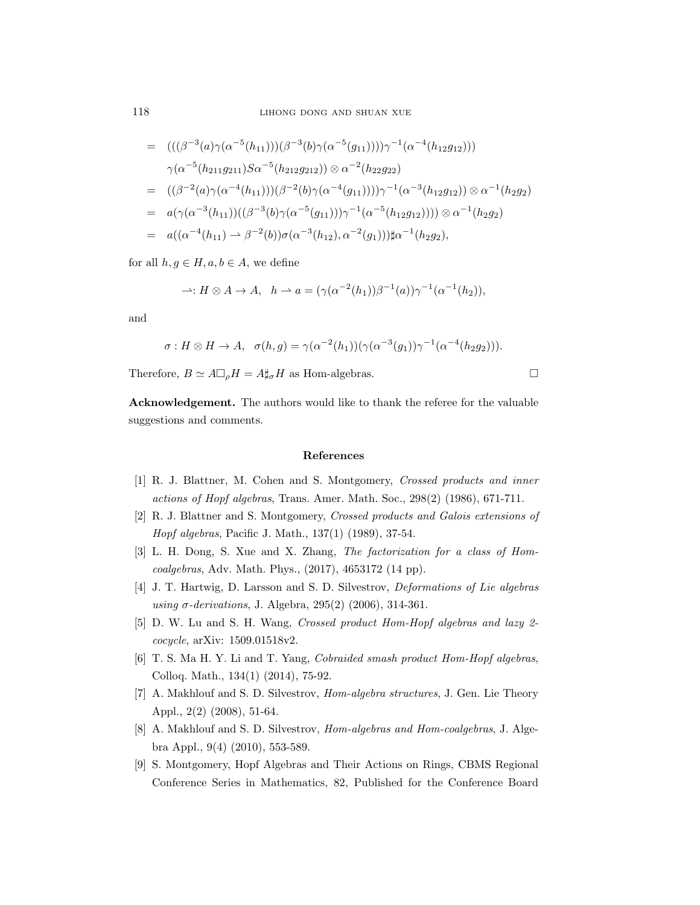$$
\begin{aligned}
&= (((\beta^{-3}(a)\gamma(\alpha^{-5}(h_{11})))(\beta^{-3}(b)\gamma(\alpha^{-5}(g_{11}))))\gamma^{-1}(\alpha^{-4}(h_{12}g_{12}))) \\
&\quad \gamma(\alpha^{-5}(h_{211}g_{211})S\alpha^{-5}(h_{212}g_{212})) \otimes \alpha^{-2}(h_{22}g_{22}) \\
&= ((\beta^{-2}(a)\gamma(\alpha^{-4}(h_{11})))(\beta^{-2}(b)\gamma(\alpha^{-4}(g_{11}))))\gamma^{-1}(\alpha^{-3}(h_{12}g_{12})) \otimes \alpha^{-1}(h_2 g_2) \\
&= a(\gamma(\alpha^{-3}(h_{11}))((\beta^{-3}(b)\gamma(\alpha^{-5}(g_{11})))\gamma^{-1}(\alpha^{-5}(h_{12}g_{12})))) \otimes \alpha^{-1}(h_2 g_2) \\
&= a((\alpha^{-4}(h_{11}) \rightharpoonup \beta^{-2}(b))\sigma(\alpha^{-3}(h_{12}), \alpha^{-2}(g_1)))\sharp\alpha^{-1}(h_2 g_2),
\end{aligned}
$$

for all $h, g \in H, a, b \in A$, we define

$$
\rightharpoonup : H \otimes A \to A, \quad h \rightharpoonup a = (\gamma(\alpha^{-2}(h_1))\beta^{-1}(a))\gamma^{-1}(\alpha^{-1}(h_2)),
$$

and

$$
\sigma : H \otimes H \to A, \quad \sigma(h, g) = \gamma(\alpha^{-2}(h_1))(\gamma(\alpha^{-3}(g_1))\gamma^{-1}(\alpha^{-4}(h_2 g_2))).
$$

Therefore, $B \simeq A\square_\rho H = A\sharp_\sigma H$ as Hom-algebras. $\square$

**Acknowledgement.** The authors would like to thank the referee for the valuable suggestions and comments.

## References

[1] R. J. Blattner, M. Cohen and S. Montgomery, *Crossed products and inner actions of Hopf algebras*, Trans. Amer. Math. Soc., 298(2) (1986), 671-711.

[2] R. J. Blattner and S. Montgomery, *Crossed products and Galois extensions of Hopf algebras*, Pacific J. Math., 137(1) (1989), 37-54.

[3] L. H. Dong, S. Xue and X. Zhang, *The factorization for a class of Hom-coalgebras*, Adv. Math. Phys., (2017), 4653172 (14 pp).

[4] J. T. Hartwig, D. Larsson and S. D. Silvestrov, *Deformations of Lie algebras using σ-derivations*, J. Algebra, 295(2) (2006), 314-361.

[5] D. W. Lu and S. H. Wang, *Crossed product Hom-Hopf algebras and lazy 2-cocycle*, arXiv: 1509.01518v2.

[6] T. S. Ma H. Y. Li and T. Yang, *Cobraided smash product Hom-Hopf algebras*, Colloq. Math., 134(1) (2014), 75-92.

[7] A. Makhlouf and S. D. Silvestrov, *Hom-algebra structures*, J. Gen. Lie Theory Appl., 2(2) (2008), 51-64.

[8] A. Makhlouf and S. D. Silvestrov, *Hom-algebras and Hom-coalgebras*, J. Algebra Appl., 9(4) (2010), 553-589.

[9] S. Montgomery, Hopf Algebras and Their Actions on Rings, CBMS Regional Conference Series in Mathematics, 82, Published for the Conference Board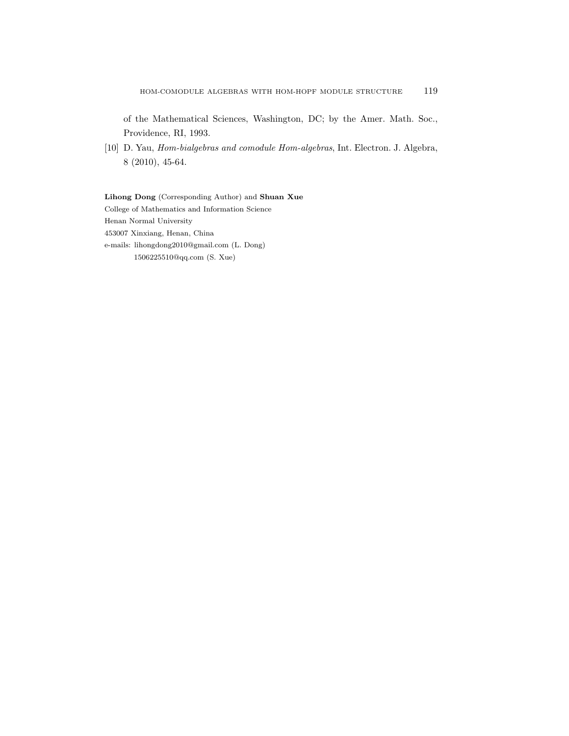of the Mathematical Sciences, Washington, DC; by the Amer. Math. Soc., Providence, RI, 1993.

[10] D. Yau, *Hom-bialgebras and comodule Hom-algebras*, Int. Electron. J. Algebra, 8 (2010), 45-64.

**Lihong Dong** (Corresponding Author) and **Shuan Xue**
College of Mathematics and Information Science
Henan Normal University
453007 Xinxiang, Henan, China
e-mails: lihongdong2010@gmail.com (L. Dong)
1506225510@qq.com (S. Xue)